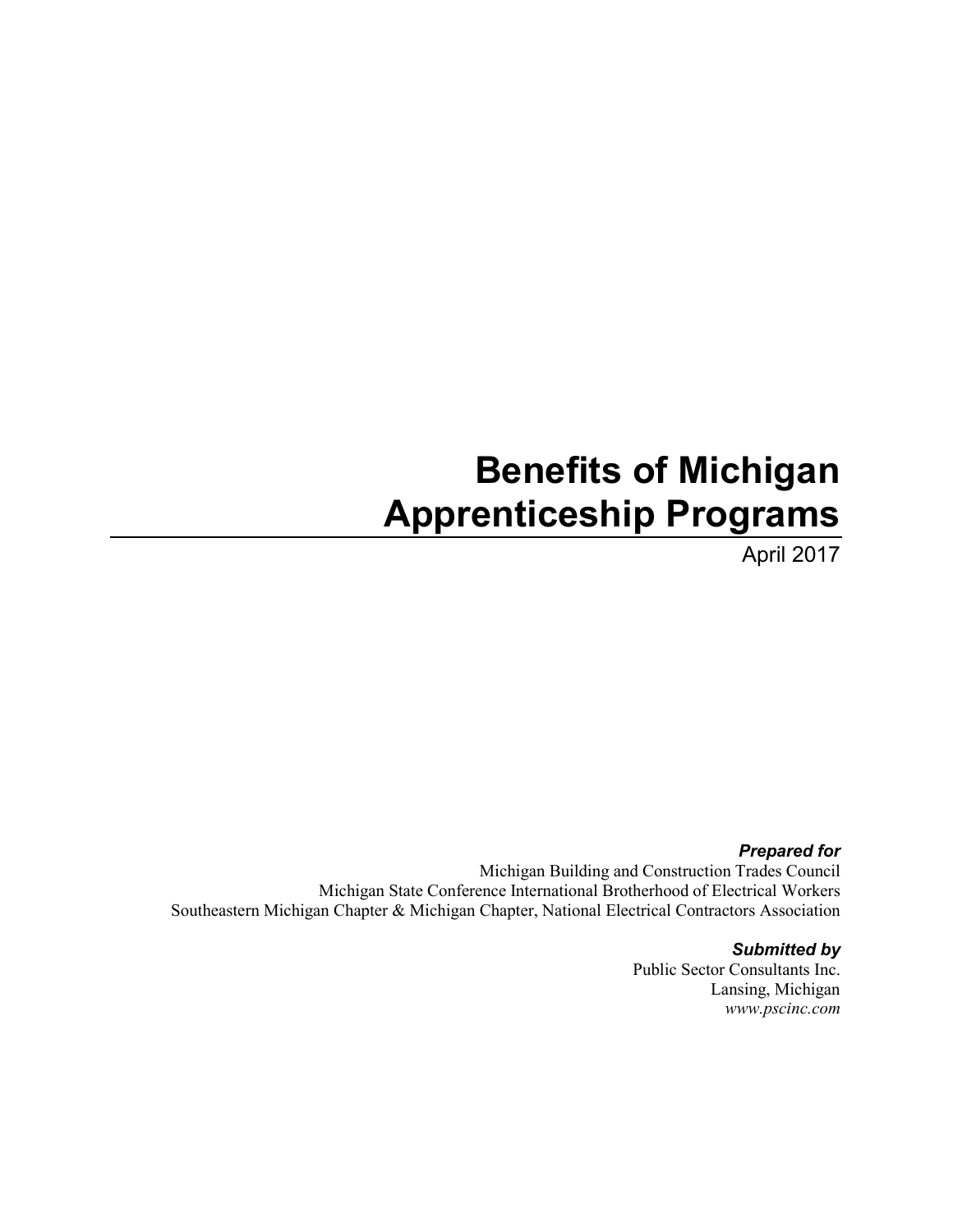# Benefits of Michigan Apprenticeship Programs

April 2017

***Prepared for***

Michigan Building and Construction Trades Council
Michigan State Conference International Brotherhood of Electrical Workers
Southeastern Michigan Chapter & Michigan Chapter, National Electrical Contractors Association

***Submitted by***

Public Sector Consultants Inc.
Lansing, Michigan
*www.pscinc.com*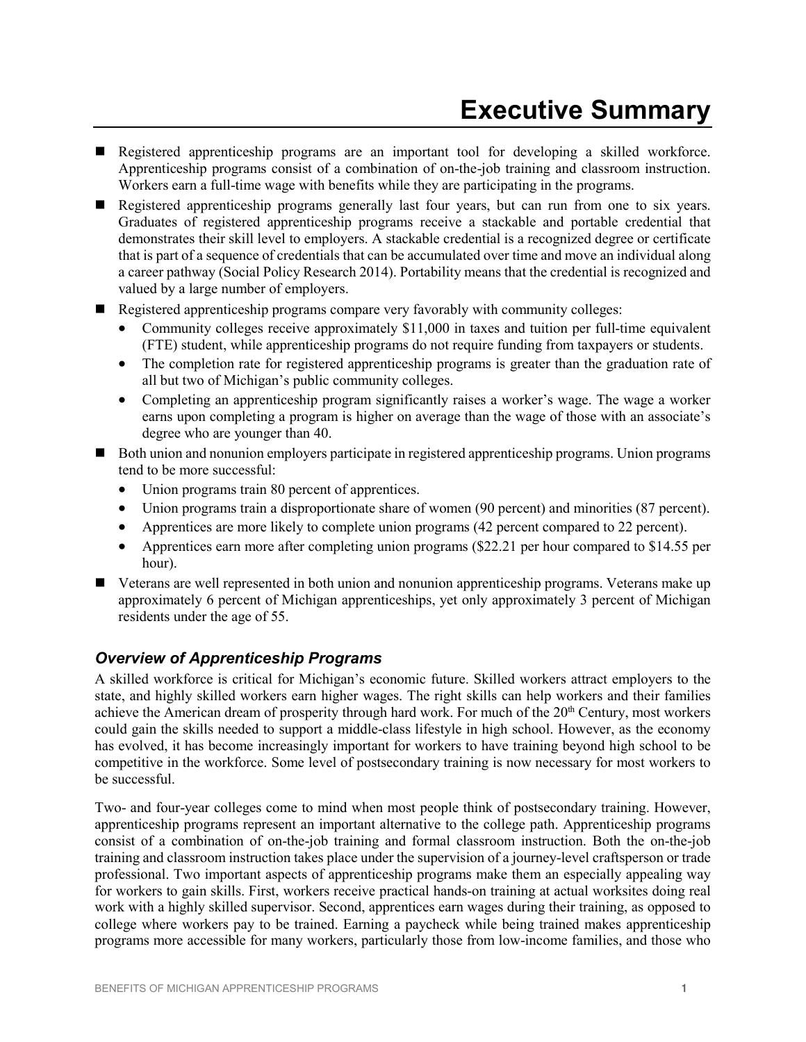# Executive Summary

- Registered apprenticeship programs are an important tool for developing a skilled workforce. Apprenticeship programs consist of a combination of on-the-job training and classroom instruction. Workers earn a full-time wage with benefits while they are participating in the programs.
- Registered apprenticeship programs generally last four years, but can run from one to six years. Graduates of registered apprenticeship programs receive a stackable and portable credential that demonstrates their skill level to employers. A stackable credential is a recognized degree or certificate that is part of a sequence of credentials that can be accumulated over time and move an individual along a career pathway (Social Policy Research 2014). Portability means that the credential is recognized and valued by a large number of employers.
- Registered apprenticeship programs compare very favorably with community colleges:
  - Community colleges receive approximately $11,000 in taxes and tuition per full-time equivalent (FTE) student, while apprenticeship programs do not require funding from taxpayers or students.
  - The completion rate for registered apprenticeship programs is greater than the graduation rate of all but two of Michigan's public community colleges.
  - Completing an apprenticeship program significantly raises a worker's wage. The wage a worker earns upon completing a program is higher on average than the wage of those with an associate's degree who are younger than 40.
- Both union and nonunion employers participate in registered apprenticeship programs. Union programs tend to be more successful:
  - Union programs train 80 percent of apprentices.
  - Union programs train a disproportionate share of women (90 percent) and minorities (87 percent).
  - Apprentices are more likely to complete union programs (42 percent compared to 22 percent).
  - Apprentices earn more after completing union programs ($22.21 per hour compared to $14.55 per hour).
- Veterans are well represented in both union and nonunion apprenticeship programs. Veterans make up approximately 6 percent of Michigan apprenticeships, yet only approximately 3 percent of Michigan residents under the age of 55.

## *Overview of Apprenticeship Programs*

A skilled workforce is critical for Michigan's economic future. Skilled workers attract employers to the state, and highly skilled workers earn higher wages. The right skills can help workers and their families achieve the American dream of prosperity through hard work. For much of the 20th Century, most workers could gain the skills needed to support a middle-class lifestyle in high school. However, as the economy has evolved, it has become increasingly important for workers to have training beyond high school to be competitive in the workforce. Some level of postsecondary training is now necessary for most workers to be successful.

Two- and four-year colleges come to mind when most people think of postsecondary training. However, apprenticeship programs represent an important alternative to the college path. Apprenticeship programs consist of a combination of on-the-job training and formal classroom instruction. Both the on-the-job training and classroom instruction takes place under the supervision of a journey-level craftsperson or trade professional. Two important aspects of apprenticeship programs make them an especially appealing way for workers to gain skills. First, workers receive practical hands-on training at actual worksites doing real work with a highly skilled supervisor. Second, apprentices earn wages during their training, as opposed to college where workers pay to be trained. Earning a paycheck while being trained makes apprenticeship programs more accessible for many workers, particularly those from low-income families, and those who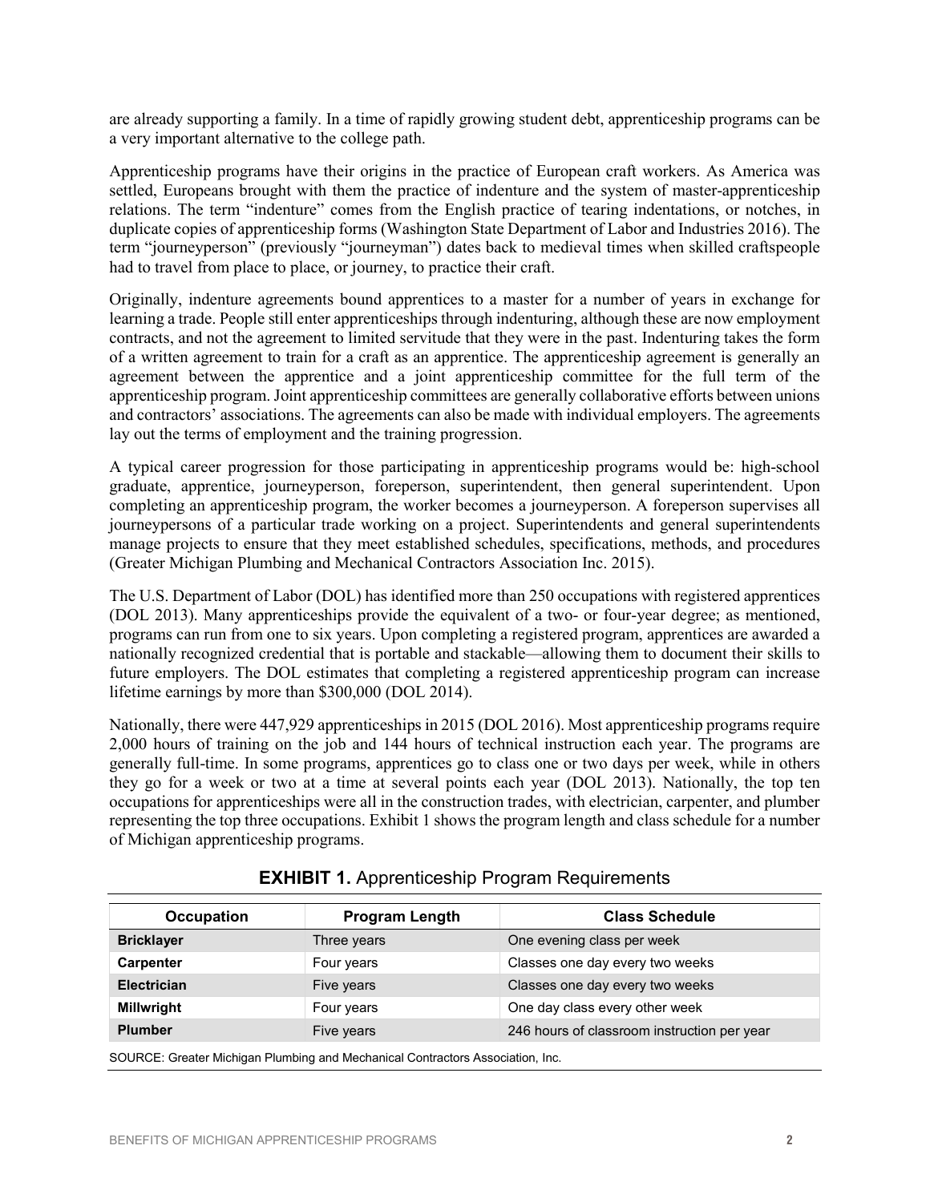are already supporting a family. In a time of rapidly growing student debt, apprenticeship programs can be a very important alternative to the college path.

Apprenticeship programs have their origins in the practice of European craft workers. As America was settled, Europeans brought with them the practice of indenture and the system of master-apprenticeship relations. The term "indenture" comes from the English practice of tearing indentations, or notches, in duplicate copies of apprenticeship forms (Washington State Department of Labor and Industries 2016). The term "journeyperson" (previously "journeyman") dates back to medieval times when skilled craftspeople had to travel from place to place, or journey, to practice their craft.

Originally, indenture agreements bound apprentices to a master for a number of years in exchange for learning a trade. People still enter apprenticeships through indenturing, although these are now employment contracts, and not the agreement to limited servitude that they were in the past. Indenturing takes the form of a written agreement to train for a craft as an apprentice. The apprenticeship agreement is generally an agreement between the apprentice and a joint apprenticeship committee for the full term of the apprenticeship program. Joint apprenticeship committees are generally collaborative efforts between unions and contractors' associations. The agreements can also be made with individual employers. The agreements lay out the terms of employment and the training progression.

A typical career progression for those participating in apprenticeship programs would be: high-school graduate, apprentice, journeyperson, foreperson, superintendent, then general superintendent. Upon completing an apprenticeship program, the worker becomes a journeyperson. A foreperson supervises all journeypersons of a particular trade working on a project. Superintendents and general superintendents manage projects to ensure that they meet established schedules, specifications, methods, and procedures (Greater Michigan Plumbing and Mechanical Contractors Association Inc. 2015).

The U.S. Department of Labor (DOL) has identified more than 250 occupations with registered apprentices (DOL 2013). Many apprenticeships provide the equivalent of a two- or four-year degree; as mentioned, programs can run from one to six years. Upon completing a registered program, apprentices are awarded a nationally recognized credential that is portable and stackable—allowing them to document their skills to future employers. The DOL estimates that completing a registered apprenticeship program can increase lifetime earnings by more than $300,000 (DOL 2014).

Nationally, there were 447,929 apprenticeships in 2015 (DOL 2016). Most apprenticeship programs require 2,000 hours of training on the job and 144 hours of technical instruction each year. The programs are generally full-time. In some programs, apprentices go to class one or two days per week, while in others they go for a week or two at a time at several points each year (DOL 2013). Nationally, the top ten occupations for apprenticeships were all in the construction trades, with electrician, carpenter, and plumber representing the top three occupations. Exhibit 1 shows the program length and class schedule for a number of Michigan apprenticeship programs.

**EXHIBIT 1.** Apprenticeship Program Requirements

| Occupation | Program Length | Class Schedule |
|---|---|---|
| **Bricklayer** | Three years | One evening class per week |
| **Carpenter** | Four years | Classes one day every two weeks |
| **Electrician** | Five years | Classes one day every two weeks |
| **Millwright** | Four years | One day class every other week |
| **Plumber** | Five years | 246 hours of classroom instruction per year |

SOURCE: Greater Michigan Plumbing and Mechanical Contractors Association, Inc.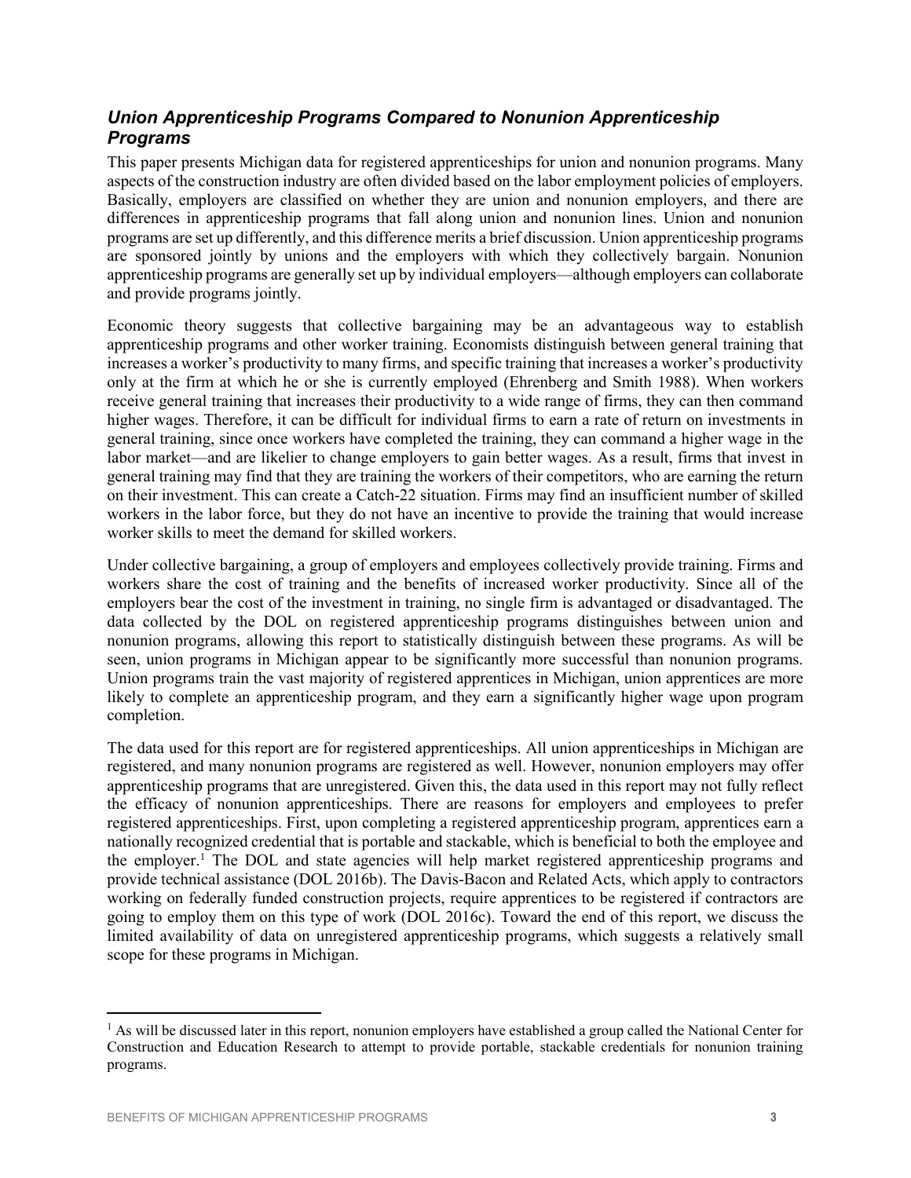### *Union Apprenticeship Programs Compared to Nonunion Apprenticeship Programs*

This paper presents Michigan data for registered apprenticeships for union and nonunion programs. Many aspects of the construction industry are often divided based on the labor employment policies of employers. Basically, employers are classified on whether they are union and nonunion employers, and there are differences in apprenticeship programs that fall along union and nonunion lines. Union and nonunion programs are set up differently, and this difference merits a brief discussion. Union apprenticeship programs are sponsored jointly by unions and the employers with which they collectively bargain. Nonunion apprenticeship programs are generally set up by individual employers—although employers can collaborate and provide programs jointly.

Economic theory suggests that collective bargaining may be an advantageous way to establish apprenticeship programs and other worker training. Economists distinguish between general training that increases a worker's productivity to many firms, and specific training that increases a worker's productivity only at the firm at which he or she is currently employed (Ehrenberg and Smith 1988). When workers receive general training that increases their productivity to a wide range of firms, they can then command higher wages. Therefore, it can be difficult for individual firms to earn a rate of return on investments in general training, since once workers have completed the training, they can command a higher wage in the labor market—and are likelier to change employers to gain better wages. As a result, firms that invest in general training may find that they are training the workers of their competitors, who are earning the return on their investment. This can create a Catch-22 situation. Firms may find an insufficient number of skilled workers in the labor force, but they do not have an incentive to provide the training that would increase worker skills to meet the demand for skilled workers.

Under collective bargaining, a group of employers and employees collectively provide training. Firms and workers share the cost of training and the benefits of increased worker productivity. Since all of the employers bear the cost of the investment in training, no single firm is advantaged or disadvantaged. The data collected by the DOL on registered apprenticeship programs distinguishes between union and nonunion programs, allowing this report to statistically distinguish between these programs. As will be seen, union programs in Michigan appear to be significantly more successful than nonunion programs. Union programs train the vast majority of registered apprentices in Michigan, union apprentices are more likely to complete an apprenticeship program, and they earn a significantly higher wage upon program completion.

The data used for this report are for registered apprenticeships. All union apprenticeships in Michigan are registered, and many nonunion programs are registered as well. However, nonunion employers may offer apprenticeship programs that are unregistered. Given this, the data used in this report may not fully reflect the efficacy of nonunion apprenticeships. There are reasons for employers and employees to prefer registered apprenticeships. First, upon completing a registered apprenticeship program, apprentices earn a nationally recognized credential that is portable and stackable, which is beneficial to both the employee and the employer.[1] The DOL and state agencies will help market registered apprenticeship programs and provide technical assistance (DOL 2016b). The Davis-Bacon and Related Acts, which apply to contractors working on federally funded construction projects, require apprentices to be registered if contractors are going to employ them on this type of work (DOL 2016c). Toward the end of this report, we discuss the limited availability of data on unregistered apprenticeship programs, which suggests a relatively small scope for these programs in Michigan.

[1] As will be discussed later in this report, nonunion employers have established a group called the National Center for Construction and Education Research to attempt to provide portable, stackable credentials for nonunion training programs.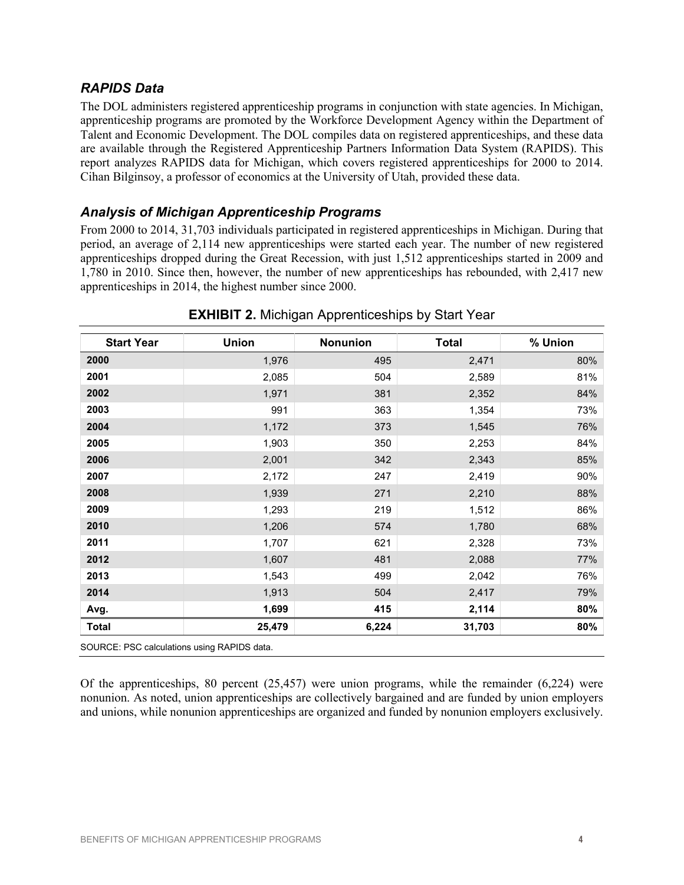## *RAPIDS Data*

The DOL administers registered apprenticeship programs in conjunction with state agencies. In Michigan, apprenticeship programs are promoted by the Workforce Development Agency within the Department of Talent and Economic Development. The DOL compiles data on registered apprenticeships, and these data are available through the Registered Apprenticeship Partners Information Data System (RAPIDS). This report analyzes RAPIDS data for Michigan, which covers registered apprenticeships for 2000 to 2014. Cihan Bilginsoy, a professor of economics at the University of Utah, provided these data.

## *Analysis of Michigan Apprenticeship Programs*

From 2000 to 2014, 31,703 individuals participated in registered apprenticeships in Michigan. During that period, an average of 2,114 new apprenticeships were started each year. The number of new registered apprenticeships dropped during the Great Recession, with just 1,512 apprenticeships started in 2009 and 1,780 in 2010. Since then, however, the number of new apprenticeships has rebounded, with 2,417 new apprenticeships in 2014, the highest number since 2000.

**EXHIBIT 2.** Michigan Apprenticeships by Start Year

| Start Year | Union | Nonunion | Total | % Union |
|---|---|---|---|---|
| **2000** | 1,976 | 495 | 2,471 | 80% |
| **2001** | 2,085 | 504 | 2,589 | 81% |
| **2002** | 1,971 | 381 | 2,352 | 84% |
| **2003** | 991 | 363 | 1,354 | 73% |
| **2004** | 1,172 | 373 | 1,545 | 76% |
| **2005** | 1,903 | 350 | 2,253 | 84% |
| **2006** | 2,001 | 342 | 2,343 | 85% |
| **2007** | 2,172 | 247 | 2,419 | 90% |
| **2008** | 1,939 | 271 | 2,210 | 88% |
| **2009** | 1,293 | 219 | 1,512 | 86% |
| **2010** | 1,206 | 574 | 1,780 | 68% |
| **2011** | 1,707 | 621 | 2,328 | 73% |
| **2012** | 1,607 | 481 | 2,088 | 77% |
| **2013** | 1,543 | 499 | 2,042 | 76% |
| **2014** | 1,913 | 504 | 2,417 | 79% |
| **Avg.** | **1,699** | **415** | **2,114** | **80%** |
| **Total** | **25,479** | **6,224** | **31,703** | **80%** |

SOURCE: PSC calculations using RAPIDS data.

Of the apprenticeships, 80 percent (25,457) were union programs, while the remainder (6,224) were nonunion. As noted, union apprenticeships are collectively bargained and are funded by union employers and unions, while nonunion apprenticeships are organized and funded by nonunion employers exclusively.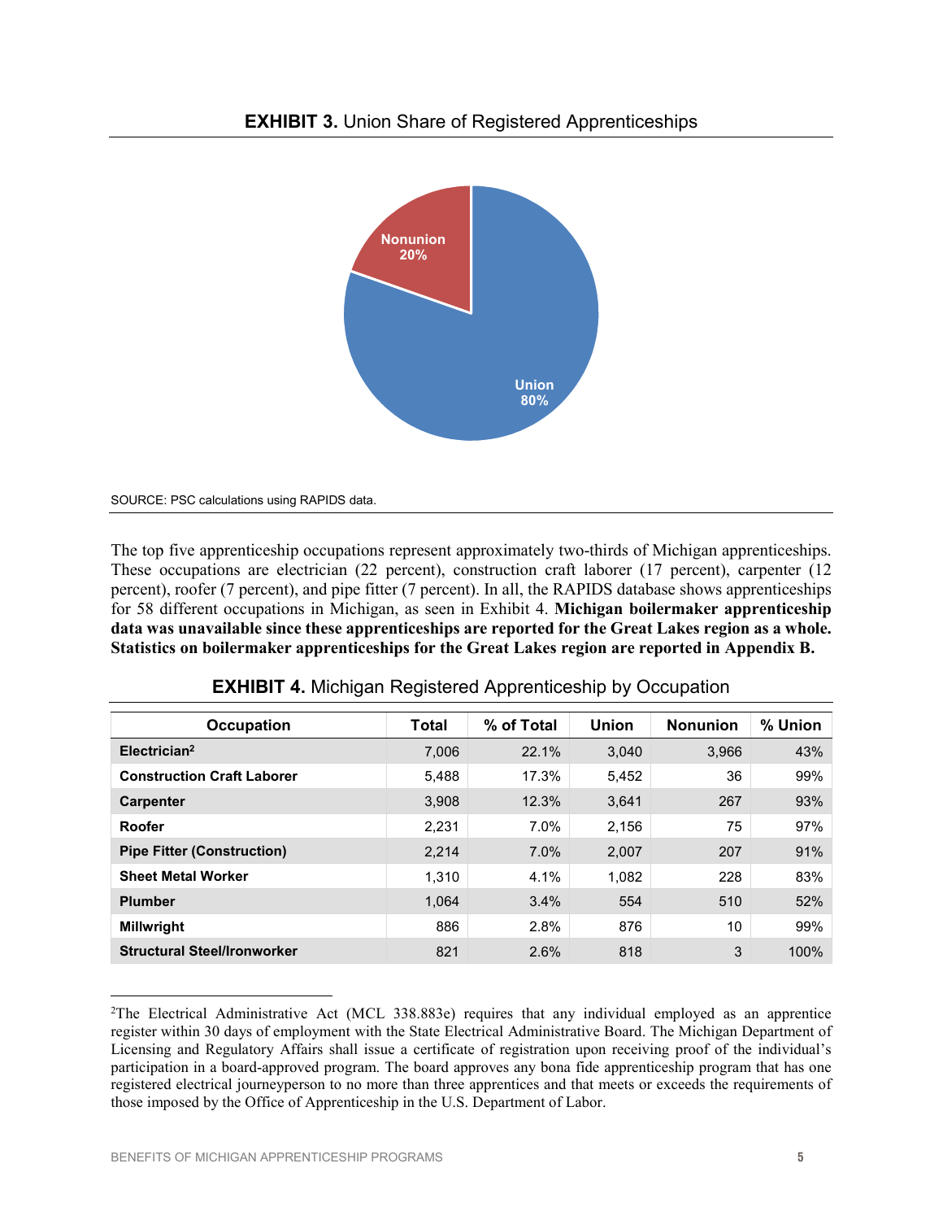**EXHIBIT 3.** Union Share of Registered Apprenticeships

Nonunion 20%

Union 80%

SOURCE: PSC calculations using RAPIDS data.

The top five apprenticeship occupations represent approximately two-thirds of Michigan apprenticeships. These occupations are electrician (22 percent), construction craft laborer (17 percent), carpenter (12 percent), roofer (7 percent), and pipe fitter (7 percent). In all, the RAPIDS database shows apprenticeships for 58 different occupations in Michigan, as seen in Exhibit 4. **Michigan boilermaker apprenticeship data was unavailable since these apprenticeships are reported for the Great Lakes region as a whole. Statistics on boilermaker apprenticeships for the Great Lakes region are reported in Appendix B.**

**EXHIBIT 4.** Michigan Registered Apprenticeship by Occupation

| Occupation | Total | % of Total | Union | Nonunion | % Union |
|---|---|---|---|---|---|
| **Electrician**[2] | 7,006 | 22.1% | 3,040 | 3,966 | 43% |
| **Construction Craft Laborer** | 5,488 | 17.3% | 5,452 | 36 | 99% |
| **Carpenter** | 3,908 | 12.3% | 3,641 | 267 | 93% |
| **Roofer** | 2,231 | 7.0% | 2,156 | 75 | 97% |
| **Pipe Fitter (Construction)** | 2,214 | 7.0% | 2,007 | 207 | 91% |
| **Sheet Metal Worker** | 1,310 | 4.1% | 1,082 | 228 | 83% |
| **Plumber** | 1,064 | 3.4% | 554 | 510 | 52% |
| **Millwright** | 886 | 2.8% | 876 | 10 | 99% |
| **Structural Steel/Ironworker** | 821 | 2.6% | 818 | 3 | 100% |

[2]The Electrical Administrative Act (MCL 338.883e) requires that any individual employed as an apprentice register within 30 days of employment with the State Electrical Administrative Board. The Michigan Department of Licensing and Regulatory Affairs shall issue a certificate of registration upon receiving proof of the individual's participation in a board-approved program. The board approves any bona fide apprenticeship program that has one registered electrical journeyperson to no more than three apprentices and that meets or exceeds the requirements of those imposed by the Office of Apprenticeship in the U.S. Department of Labor.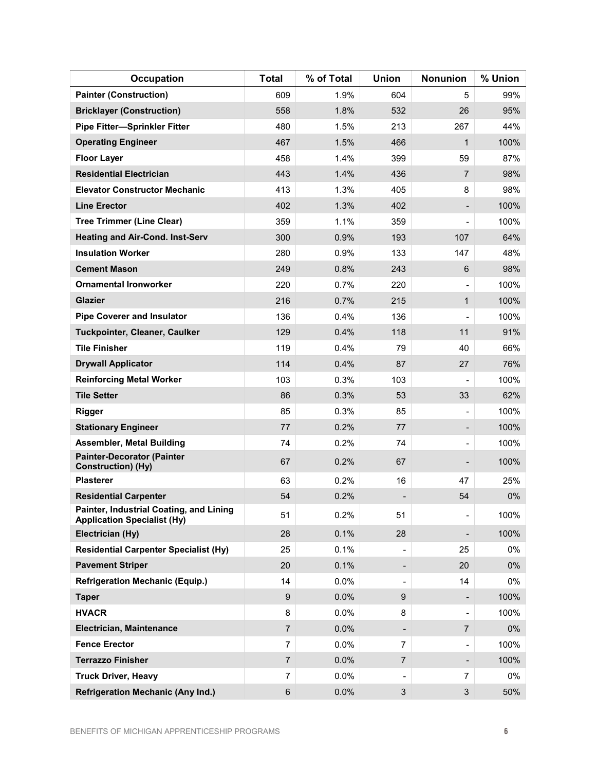| Occupation | Total | % of Total | Union | Nonunion | % Union |
|---|---|---|---|---|---|
| **Painter (Construction)** | 609 | 1.9% | 604 | 5 | 99% |
| **Bricklayer (Construction)** | 558 | 1.8% | 532 | 26 | 95% |
| **Pipe Fitter—Sprinkler Fitter** | 480 | 1.5% | 213 | 267 | 44% |
| **Operating Engineer** | 467 | 1.5% | 466 | 1 | 100% |
| **Floor Layer** | 458 | 1.4% | 399 | 59 | 87% |
| **Residential Electrician** | 443 | 1.4% | 436 | 7 | 98% |
| **Elevator Constructor Mechanic** | 413 | 1.3% | 405 | 8 | 98% |
| **Line Erector** | 402 | 1.3% | 402 | - | 100% |
| **Tree Trimmer (Line Clear)** | 359 | 1.1% | 359 | - | 100% |
| **Heating and Air-Cond. Inst-Serv** | 300 | 0.9% | 193 | 107 | 64% |
| **Insulation Worker** | 280 | 0.9% | 133 | 147 | 48% |
| **Cement Mason** | 249 | 0.8% | 243 | 6 | 98% |
| **Ornamental Ironworker** | 220 | 0.7% | 220 | - | 100% |
| **Glazier** | 216 | 0.7% | 215 | 1 | 100% |
| **Pipe Coverer and Insulator** | 136 | 0.4% | 136 | - | 100% |
| **Tuckpointer, Cleaner, Caulker** | 129 | 0.4% | 118 | 11 | 91% |
| **Tile Finisher** | 119 | 0.4% | 79 | 40 | 66% |
| **Drywall Applicator** | 114 | 0.4% | 87 | 27 | 76% |
| **Reinforcing Metal Worker** | 103 | 0.3% | 103 | - | 100% |
| **Tile Setter** | 86 | 0.3% | 53 | 33 | 62% |
| **Rigger** | 85 | 0.3% | 85 | - | 100% |
| **Stationary Engineer** | 77 | 0.2% | 77 | - | 100% |
| **Assembler, Metal Building** | 74 | 0.2% | 74 | - | 100% |
| **Painter-Decorator (Painter Construction) (Hy)** | 67 | 0.2% | 67 | - | 100% |
| **Plasterer** | 63 | 0.2% | 16 | 47 | 25% |
| **Residential Carpenter** | 54 | 0.2% | - | 54 | 0% |
| **Painter, Industrial Coating, and Lining Application Specialist (Hy)** | 51 | 0.2% | 51 | - | 100% |
| **Electrician (Hy)** | 28 | 0.1% | 28 | - | 100% |
| **Residential Carpenter Specialist (Hy)** | 25 | 0.1% | - | 25 | 0% |
| **Pavement Striper** | 20 | 0.1% | - | 20 | 0% |
| **Refrigeration Mechanic (Equip.)** | 14 | 0.0% | - | 14 | 0% |
| **Taper** | 9 | 0.0% | 9 | - | 100% |
| **HVACR** | 8 | 0.0% | 8 | - | 100% |
| **Electrician, Maintenance** | 7 | 0.0% | - | 7 | 0% |
| **Fence Erector** | 7 | 0.0% | 7 | - | 100% |
| **Terrazzo Finisher** | 7 | 0.0% | 7 | - | 100% |
| **Truck Driver, Heavy** | 7 | 0.0% | - | 7 | 0% |
| **Refrigeration Mechanic (Any Ind.)** | 6 | 0.0% | 3 | 3 | 50% |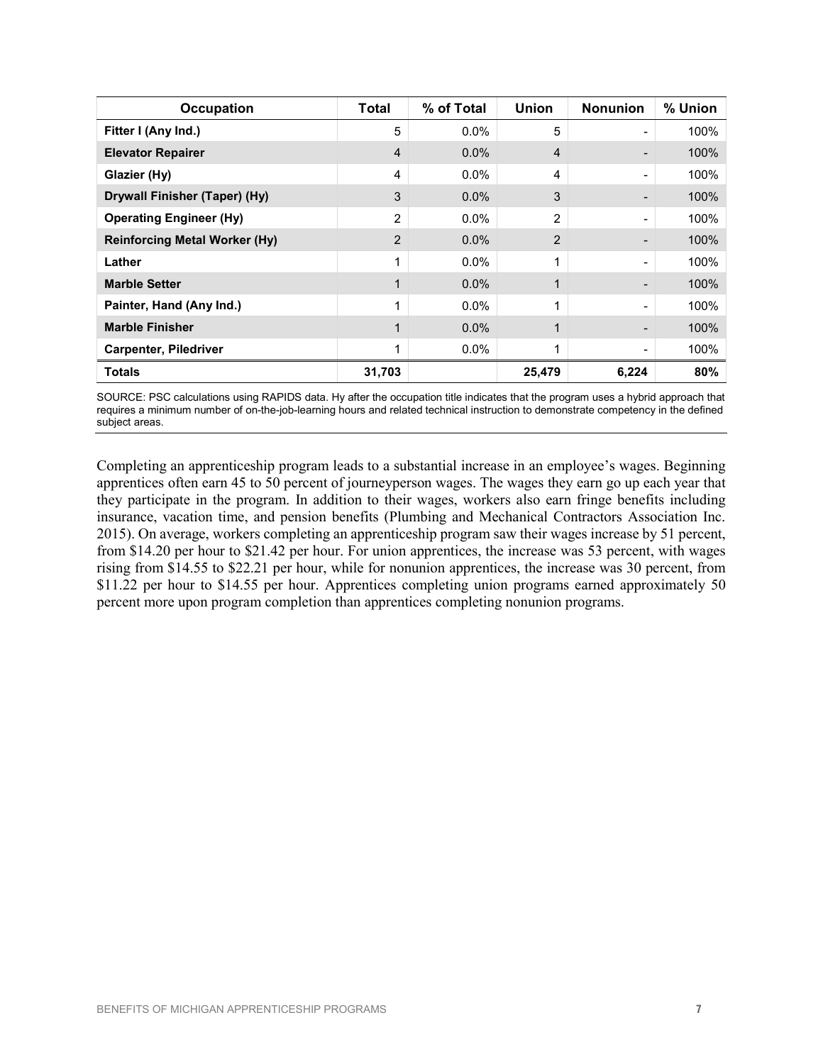| Occupation | Total | % of Total | Union | Nonunion | % Union |
|---|---|---|---|---|---|
| **Fitter I (Any Ind.)** | 5 | 0.0% | 5 | - | 100% |
| **Elevator Repairer** | 4 | 0.0% | 4 | - | 100% |
| **Glazier (Hy)** | 4 | 0.0% | 4 | - | 100% |
| **Drywall Finisher (Taper) (Hy)** | 3 | 0.0% | 3 | - | 100% |
| **Operating Engineer (Hy)** | 2 | 0.0% | 2 | - | 100% |
| **Reinforcing Metal Worker (Hy)** | 2 | 0.0% | 2 | - | 100% |
| **Lather** | 1 | 0.0% | 1 | - | 100% |
| **Marble Setter** | 1 | 0.0% | 1 | - | 100% |
| **Painter, Hand (Any Ind.)** | 1 | 0.0% | 1 | - | 100% |
| **Marble Finisher** | 1 | 0.0% | 1 | - | 100% |
| **Carpenter, Piledriver** | 1 | 0.0% | 1 | - | 100% |
| **Totals** | **31,703** | | **25,479** | **6,224** | **80%** |

SOURCE: PSC calculations using RAPIDS data. Hy after the occupation title indicates that the program uses a hybrid approach that requires a minimum number of on-the-job-learning hours and related technical instruction to demonstrate competency in the defined subject areas.

Completing an apprenticeship program leads to a substantial increase in an employee's wages. Beginning apprentices often earn 45 to 50 percent of journeyperson wages. The wages they earn go up each year that they participate in the program. In addition to their wages, workers also earn fringe benefits including insurance, vacation time, and pension benefits (Plumbing and Mechanical Contractors Association Inc. 2015). On average, workers completing an apprenticeship program saw their wages increase by 51 percent, from \$14.20 per hour to \$21.42 per hour. For union apprentices, the increase was 53 percent, with wages rising from \$14.55 to \$22.21 per hour, while for nonunion apprentices, the increase was 30 percent, from \$11.22 per hour to \$14.55 per hour. Apprentices completing union programs earned approximately 50 percent more upon program completion than apprentices completing nonunion programs.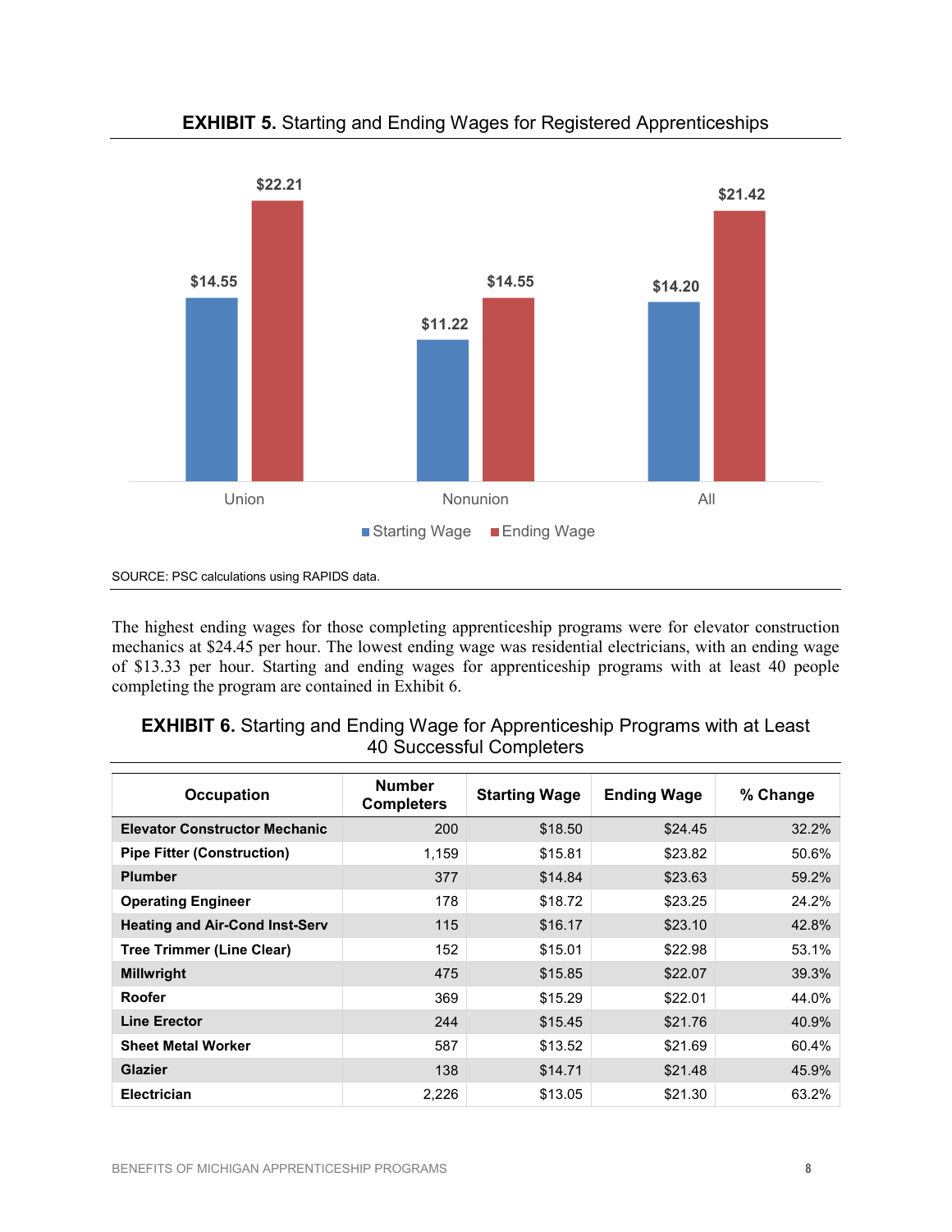**EXHIBIT 5.** Starting and Ending Wages for Registered Apprenticeships

| | Starting Wage | Ending Wage |
|---|---|---|
| Union | $14.55 | $22.21 |
| Nonunion | $11.22 | $14.55 |
| All | $14.20 | $21.42 |

SOURCE: PSC calculations using RAPIDS data.

The highest ending wages for those completing apprenticeship programs were for elevator construction mechanics at $24.45 per hour. The lowest ending wage was residential electricians, with an ending wage of $13.33 per hour. Starting and ending wages for apprenticeship programs with at least 40 people completing the program are contained in Exhibit 6.

**EXHIBIT 6.** Starting and Ending Wage for Apprenticeship Programs with at Least 40 Successful Completers

| Occupation | Number Completers | Starting Wage | Ending Wage | % Change |
|---|---|---|---|---|
| **Elevator Constructor Mechanic** | 200 | $18.50 | $24.45 | 32.2% |
| **Pipe Fitter (Construction)** | 1,159 | $15.81 | $23.82 | 50.6% |
| **Plumber** | 377 | $14.84 | $23.63 | 59.2% |
| **Operating Engineer** | 178 | $18.72 | $23.25 | 24.2% |
| **Heating and Air-Cond Inst-Serv** | 115 | $16.17 | $23.10 | 42.8% |
| **Tree Trimmer (Line Clear)** | 152 | $15.01 | $22.98 | 53.1% |
| **Millwright** | 475 | $15.85 | $22.07 | 39.3% |
| **Roofer** | 369 | $15.29 | $22.01 | 44.0% |
| **Line Erector** | 244 | $15.45 | $21.76 | 40.9% |
| **Sheet Metal Worker** | 587 | $13.52 | $21.69 | 60.4% |
| **Glazier** | 138 | $14.71 | $21.48 | 45.9% |
| **Electrician** | 2,226 | $13.05 | $21.30 | 63.2% |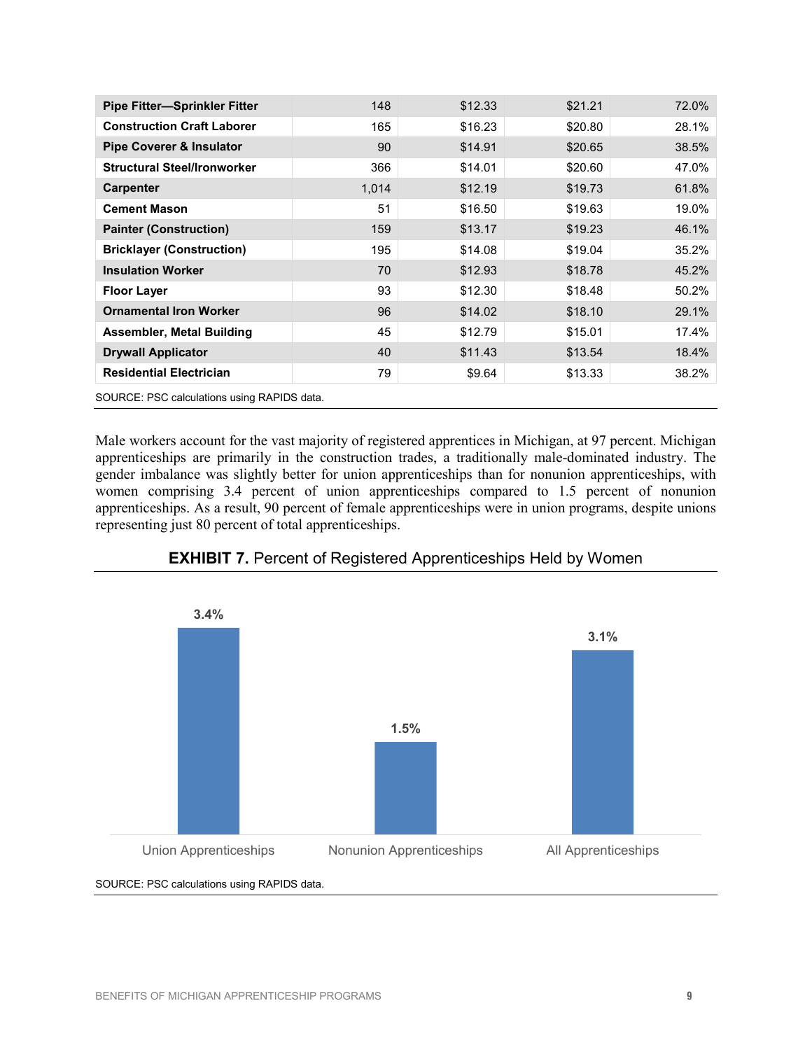| | | | | |
|---|---|---|---|---|
| **Pipe Fitter—Sprinkler Fitter** | 148 | $12.33 | $21.21 | 72.0% |
| **Construction Craft Laborer** | 165 | $16.23 | $20.80 | 28.1% |
| **Pipe Coverer & Insulator** | 90 | $14.91 | $20.65 | 38.5% |
| **Structural Steel/Ironworker** | 366 | $14.01 | $20.60 | 47.0% |
| **Carpenter** | 1,014 | $12.19 | $19.73 | 61.8% |
| **Cement Mason** | 51 | $16.50 | $19.63 | 19.0% |
| **Painter (Construction)** | 159 | $13.17 | $19.23 | 46.1% |
| **Bricklayer (Construction)** | 195 | $14.08 | $19.04 | 35.2% |
| **Insulation Worker** | 70 | $12.93 | $18.78 | 45.2% |
| **Floor Layer** | 93 | $12.30 | $18.48 | 50.2% |
| **Ornamental Iron Worker** | 96 | $14.02 | $18.10 | 29.1% |
| **Assembler, Metal Building** | 45 | $12.79 | $15.01 | 17.4% |
| **Drywall Applicator** | 40 | $11.43 | $13.54 | 18.4% |
| **Residential Electrician** | 79 | $9.64 | $13.33 | 38.2% |

SOURCE: PSC calculations using RAPIDS data.

Male workers account for the vast majority of registered apprentices in Michigan, at 97 percent. Michigan apprenticeships are primarily in the construction trades, a traditionally male-dominated industry. The gender imbalance was slightly better for union apprenticeships than for nonunion apprenticeships, with women comprising 3.4 percent of union apprenticeships compared to 1.5 percent of nonunion apprenticeships. As a result, 90 percent of female apprenticeships were in union programs, despite unions representing just 80 percent of total apprenticeships.

**EXHIBIT 7.** Percent of Registered Apprenticeships Held by Women

| Union Apprenticeships | Nonunion Apprenticeships | All Apprenticeships |
|---|---|---|
| 3.4% | 1.5% | 3.1% |

SOURCE: PSC calculations using RAPIDS data.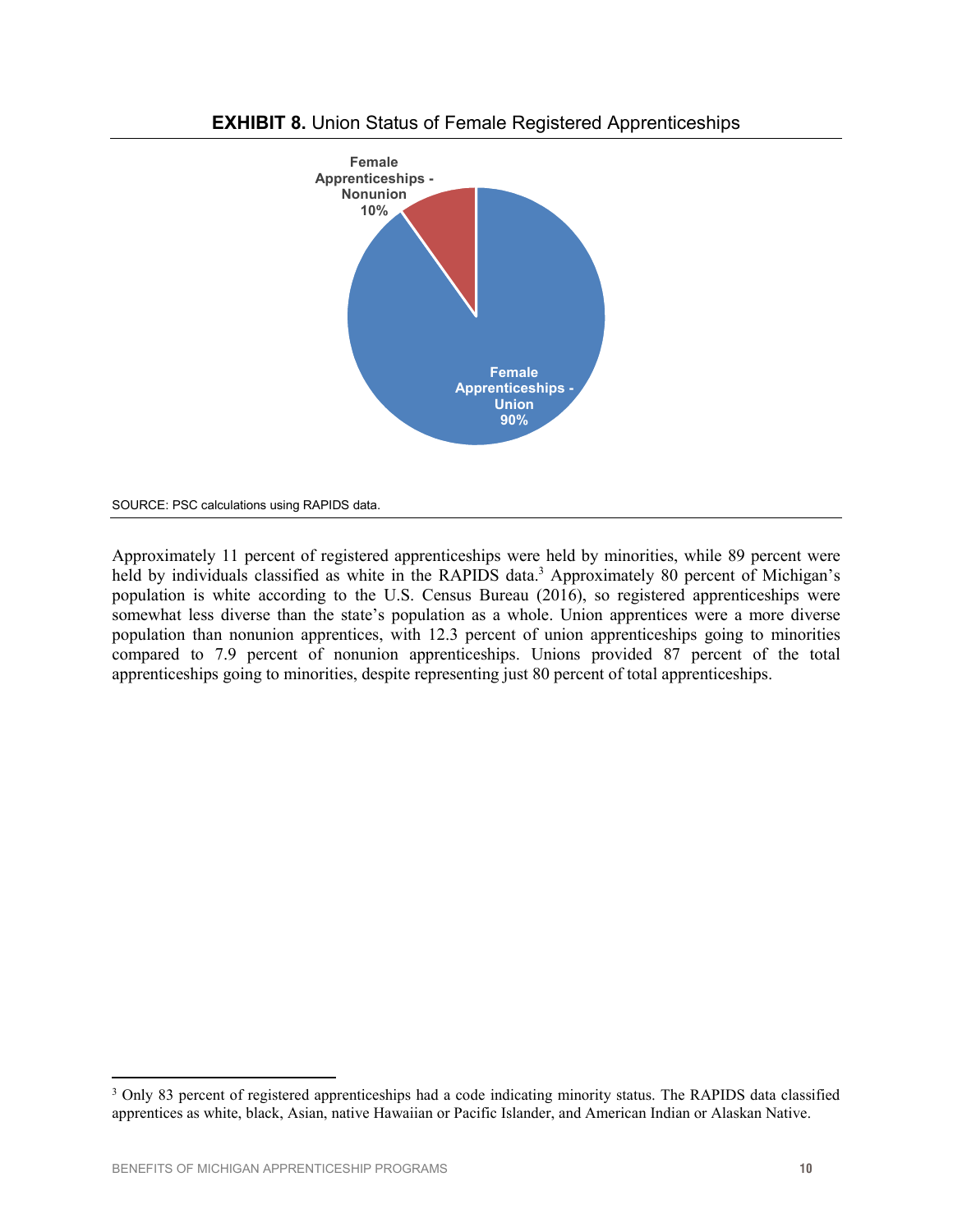**EXHIBIT 8.** Union Status of Female Registered Apprenticeships

Female Apprenticeships - Nonunion 10%

Female Apprenticeships - Union 90%

SOURCE: PSC calculations using RAPIDS data.

Approximately 11 percent of registered apprenticeships were held by minorities, while 89 percent were held by individuals classified as white in the RAPIDS data.[3] Approximately 80 percent of Michigan's population is white according to the U.S. Census Bureau (2016), so registered apprenticeships were somewhat less diverse than the state's population as a whole. Union apprentices were a more diverse population than nonunion apprentices, with 12.3 percent of union apprenticeships going to minorities compared to 7.9 percent of nonunion apprenticeships. Unions provided 87 percent of the total apprenticeships going to minorities, despite representing just 80 percent of total apprenticeships.

[3] Only 83 percent of registered apprenticeships had a code indicating minority status. The RAPIDS data classified apprentices as white, black, Asian, native Hawaiian or Pacific Islander, and American Indian or Alaskan Native.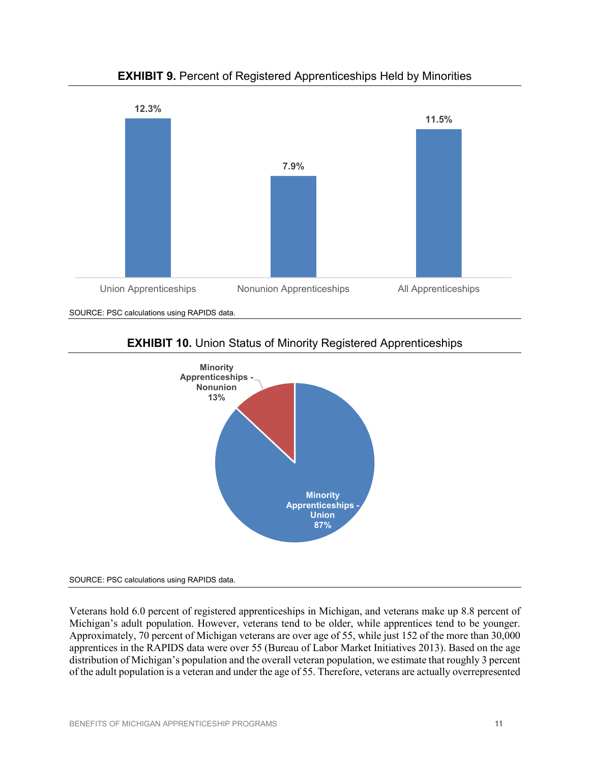**EXHIBIT 9.** Percent of Registered Apprenticeships Held by Minorities

| Category | Percent |
|---|---|
| Union Apprenticeships | 12.3% |
| Nonunion Apprenticeships | 7.9% |
| All Apprenticeships | 11.5% |

SOURCE: PSC calculations using RAPIDS data.

**EXHIBIT 10.** Union Status of Minority Registered Apprenticeships

| Category | Percent |
|---|---|
| Minority Apprenticeships - Union | 87% |
| Minority Apprenticeships - Nonunion | 13% |

SOURCE: PSC calculations using RAPIDS data.

Veterans hold 6.0 percent of registered apprenticeships in Michigan, and veterans make up 8.8 percent of Michigan's adult population. However, veterans tend to be older, while apprentices tend to be younger. Approximately, 70 percent of Michigan veterans are over age of 55, while just 152 of the more than 30,000 apprentices in the RAPIDS data were over 55 (Bureau of Labor Market Initiatives 2013). Based on the age distribution of Michigan's population and the overall veteran population, we estimate that roughly 3 percent of the adult population is a veteran and under the age of 55. Therefore, veterans are actually overrepresented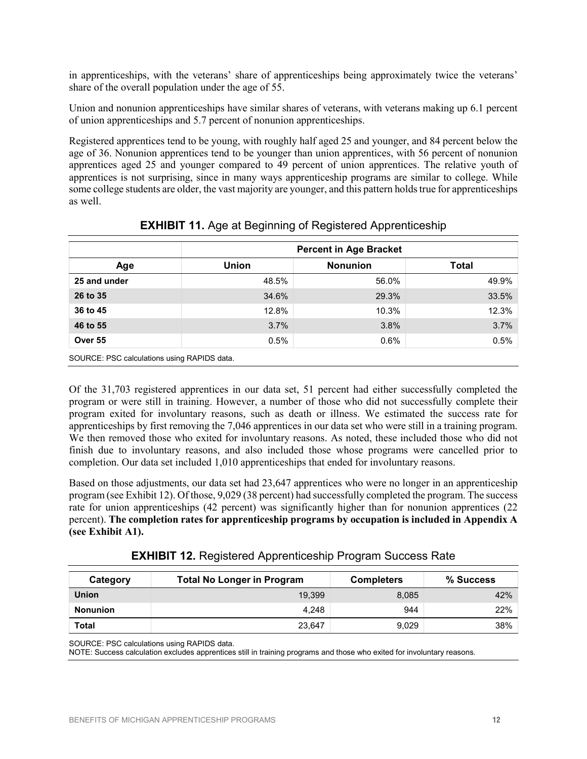in apprenticeships, with the veterans' share of apprenticeships being approximately twice the veterans' share of the overall population under the age of 55.

Union and nonunion apprenticeships have similar shares of veterans, with veterans making up 6.1 percent of union apprenticeships and 5.7 percent of nonunion apprenticeships.

Registered apprentices tend to be young, with roughly half aged 25 and younger, and 84 percent below the age of 36. Nonunion apprentices tend to be younger than union apprentices, with 56 percent of nonunion apprentices aged 25 and younger compared to 49 percent of union apprentices. The relative youth of apprentices is not surprising, since in many ways apprenticeship programs are similar to college. While some college students are older, the vast majority are younger, and this pattern holds true for apprenticeships as well.

**EXHIBIT 11.** Age at Beginning of Registered Apprenticeship

| | Percent in Age Bracket | | |
|---|---|---|---|
| **Age** | **Union** | **Nonunion** | **Total** |
| **25 and under** | 48.5% | 56.0% | 49.9% |
| **26 to 35** | 34.6% | 29.3% | 33.5% |
| **36 to 45** | 12.8% | 10.3% | 12.3% |
| **46 to 55** | 3.7% | 3.8% | 3.7% |
| **Over 55** | 0.5% | 0.6% | 0.5% |

SOURCE: PSC calculations using RAPIDS data.

Of the 31,703 registered apprentices in our data set, 51 percent had either successfully completed the program or were still in training. However, a number of those who did not successfully complete their program exited for involuntary reasons, such as death or illness. We estimated the success rate for apprenticeships by first removing the 7,046 apprentices in our data set who were still in a training program. We then removed those who exited for involuntary reasons. As noted, these included those who did not finish due to involuntary reasons, and also included those whose programs were cancelled prior to completion. Our data set included 1,010 apprenticeships that ended for involuntary reasons.

Based on those adjustments, our data set had 23,647 apprentices who were no longer in an apprenticeship program (see Exhibit 12). Of those, 9,029 (38 percent) had successfully completed the program. The success rate for union apprenticeships (42 percent) was significantly higher than for nonunion apprentices (22 percent). **The completion rates for apprenticeship programs by occupation is included in Appendix A (see Exhibit A1).**

**EXHIBIT 12.** Registered Apprenticeship Program Success Rate

| Category | Total No Longer in Program | Completers | % Success |
|---|---|---|---|
| **Union** | 19,399 | 8,085 | 42% |
| **Nonunion** | 4,248 | 944 | 22% |
| **Total** | 23,647 | 9,029 | 38% |

SOURCE: PSC calculations using RAPIDS data.
NOTE: Success calculation excludes apprentices still in training programs and those who exited for involuntary reasons.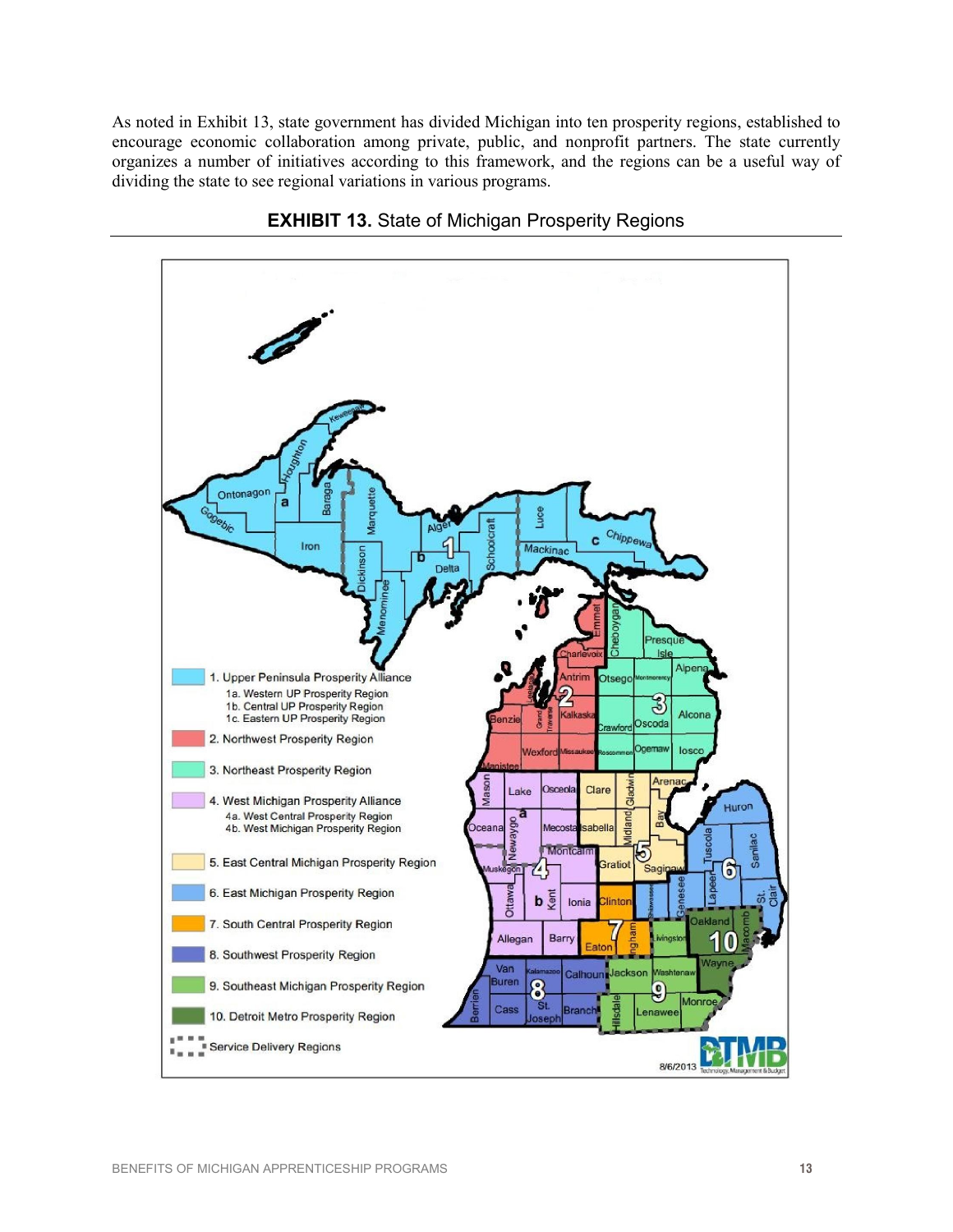As noted in Exhibit 13, state government has divided Michigan into ten prosperity regions, established to encourage economic collaboration among private, public, and nonprofit partners. The state currently organizes a number of initiatives according to this framework, and the regions can be a useful way of dividing the state to see regional variations in various programs.

**EXHIBIT 13.** State of Michigan Prosperity Regions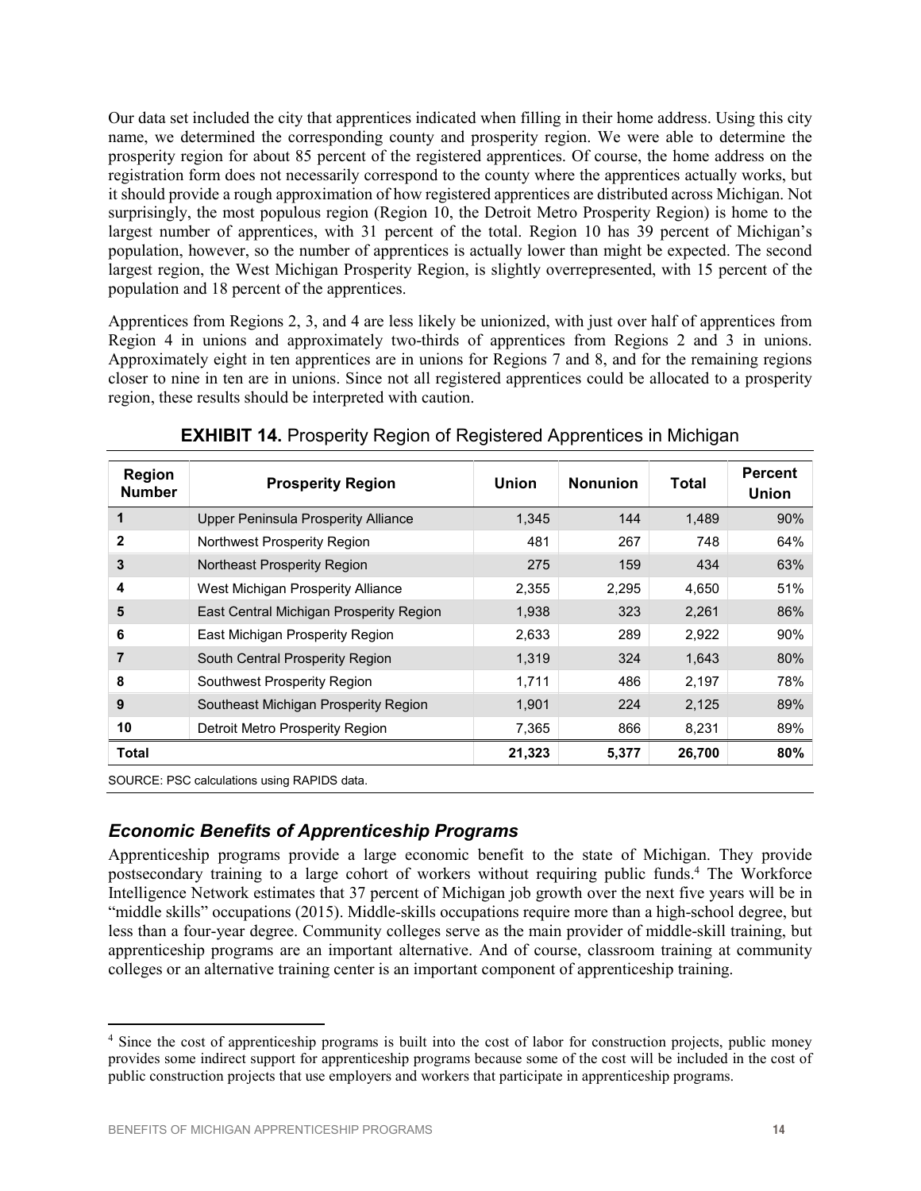Our data set included the city that apprentices indicated when filling in their home address. Using this city name, we determined the corresponding county and prosperity region. We were able to determine the prosperity region for about 85 percent of the registered apprentices. Of course, the home address on the registration form does not necessarily correspond to the county where the apprentices actually works, but it should provide a rough approximation of how registered apprentices are distributed across Michigan. Not surprisingly, the most populous region (Region 10, the Detroit Metro Prosperity Region) is home to the largest number of apprentices, with 31 percent of the total. Region 10 has 39 percent of Michigan's population, however, so the number of apprentices is actually lower than might be expected. The second largest region, the West Michigan Prosperity Region, is slightly overrepresented, with 15 percent of the population and 18 percent of the apprentices.

Apprentices from Regions 2, 3, and 4 are less likely be unionized, with just over half of apprentices from Region 4 in unions and approximately two-thirds of apprentices from Regions 2 and 3 in unions. Approximately eight in ten apprentices are in unions for Regions 7 and 8, and for the remaining regions closer to nine in ten are in unions. Since not all registered apprentices could be allocated to a prosperity region, these results should be interpreted with caution.

**EXHIBIT 14.** Prosperity Region of Registered Apprentices in Michigan

| Region Number | Prosperity Region | Union | Nonunion | Total | Percent Union |
|---|---|---|---|---|---|
| **1** | Upper Peninsula Prosperity Alliance | 1,345 | 144 | 1,489 | 90% |
| **2** | Northwest Prosperity Region | 481 | 267 | 748 | 64% |
| **3** | Northeast Prosperity Region | 275 | 159 | 434 | 63% |
| **4** | West Michigan Prosperity Alliance | 2,355 | 2,295 | 4,650 | 51% |
| **5** | East Central Michigan Prosperity Region | 1,938 | 323 | 2,261 | 86% |
| **6** | East Michigan Prosperity Region | 2,633 | 289 | 2,922 | 90% |
| **7** | South Central Prosperity Region | 1,319 | 324 | 1,643 | 80% |
| **8** | Southwest Prosperity Region | 1,711 | 486 | 2,197 | 78% |
| **9** | Southeast Michigan Prosperity Region | 1,901 | 224 | 2,125 | 89% |
| **10** | Detroit Metro Prosperity Region | 7,365 | 866 | 8,231 | 89% |
| **Total** | | **21,323** | **5,377** | **26,700** | **80%** |

SOURCE: PSC calculations using RAPIDS data.

## *Economic Benefits of Apprenticeship Programs*

Apprenticeship programs provide a large economic benefit to the state of Michigan. They provide postsecondary training to a large cohort of workers without requiring public funds.[4] The Workforce Intelligence Network estimates that 37 percent of Michigan job growth over the next five years will be in "middle skills" occupations (2015). Middle-skills occupations require more than a high-school degree, but less than a four-year degree. Community colleges serve as the main provider of middle-skill training, but apprenticeship programs are an important alternative. And of course, classroom training at community colleges or an alternative training center is an important component of apprenticeship training.

[4] Since the cost of apprenticeship programs is built into the cost of labor for construction projects, public money provides some indirect support for apprenticeship programs because some of the cost will be included in the cost of public construction projects that use employers and workers that participate in apprenticeship programs.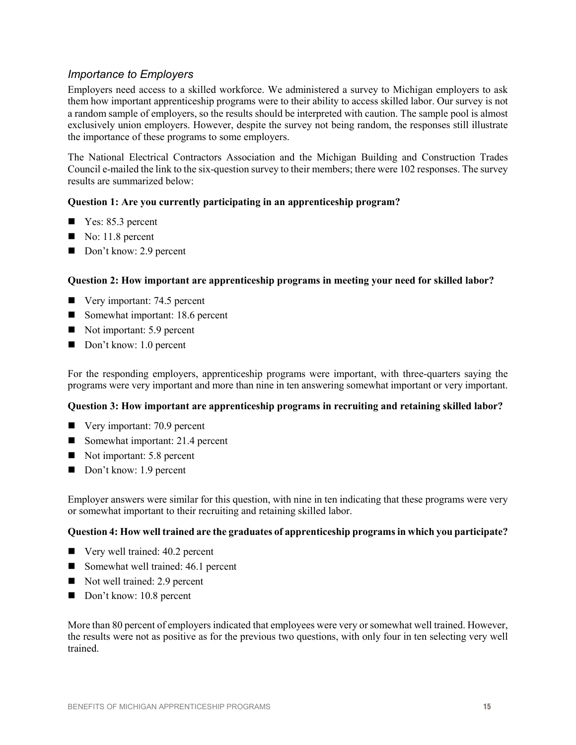### *Importance to Employers*

Employers need access to a skilled workforce. We administered a survey to Michigan employers to ask them how important apprenticeship programs were to their ability to access skilled labor. Our survey is not a random sample of employers, so the results should be interpreted with caution. The sample pool is almost exclusively union employers. However, despite the survey not being random, the responses still illustrate the importance of these programs to some employers.

The National Electrical Contractors Association and the Michigan Building and Construction Trades Council e-mailed the link to the six-question survey to their members; there were 102 responses. The survey results are summarized below:

**Question 1: Are you currently participating in an apprenticeship program?**

- Yes: 85.3 percent
- No: 11.8 percent
- Don't know: 2.9 percent

**Question 2: How important are apprenticeship programs in meeting your need for skilled labor?**

- Very important: 74.5 percent
- Somewhat important: 18.6 percent
- Not important: 5.9 percent
- Don't know: 1.0 percent

For the responding employers, apprenticeship programs were important, with three-quarters saying the programs were very important and more than nine in ten answering somewhat important or very important.

**Question 3: How important are apprenticeship programs in recruiting and retaining skilled labor?**

- Very important: 70.9 percent
- Somewhat important: 21.4 percent
- Not important: 5.8 percent
- Don't know: 1.9 percent

Employer answers were similar for this question, with nine in ten indicating that these programs were very or somewhat important to their recruiting and retaining skilled labor.

**Question 4: How well trained are the graduates of apprenticeship programs in which you participate?**

- Very well trained: 40.2 percent
- Somewhat well trained: 46.1 percent
- Not well trained: 2.9 percent
- Don't know: 10.8 percent

More than 80 percent of employers indicated that employees were very or somewhat well trained. However, the results were not as positive as for the previous two questions, with only four in ten selecting very well trained.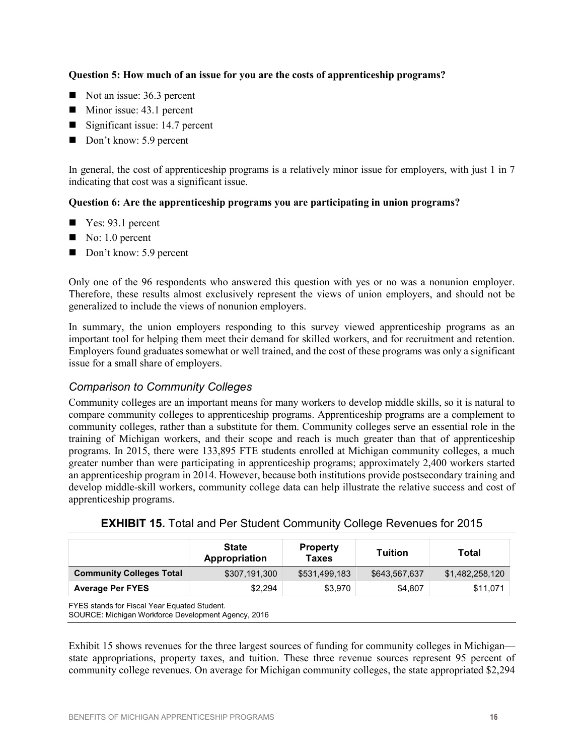**Question 5: How much of an issue for you are the costs of apprenticeship programs?**

- Not an issue: 36.3 percent
- Minor issue: 43.1 percent
- Significant issue: 14.7 percent
- Don't know: 5.9 percent

In general, the cost of apprenticeship programs is a relatively minor issue for employers, with just 1 in 7 indicating that cost was a significant issue.

**Question 6: Are the apprenticeship programs you are participating in union programs?**

- Yes: 93.1 percent
- No: 1.0 percent
- Don't know: 5.9 percent

Only one of the 96 respondents who answered this question with yes or no was a nonunion employer. Therefore, these results almost exclusively represent the views of union employers, and should not be generalized to include the views of nonunion employers.

In summary, the union employers responding to this survey viewed apprenticeship programs as an important tool for helping them meet their demand for skilled workers, and for recruitment and retention. Employers found graduates somewhat or well trained, and the cost of these programs was only a significant issue for a small share of employers.

### *Comparison to Community Colleges*

Community colleges are an important means for many workers to develop middle skills, so it is natural to compare community colleges to apprenticeship programs. Apprenticeship programs are a complement to community colleges, rather than a substitute for them. Community colleges serve an essential role in the training of Michigan workers, and their scope and reach is much greater than that of apprenticeship programs. In 2015, there were 133,895 FTE students enrolled at Michigan community colleges, a much greater number than were participating in apprenticeship programs; approximately 2,400 workers started an apprenticeship program in 2014. However, because both institutions provide postsecondary training and develop middle-skill workers, community college data can help illustrate the relative success and cost of apprenticeship programs.

**EXHIBIT 15.** Total and Per Student Community College Revenues for 2015

| | State Appropriation | Property Taxes | Tuition | Total |
|---|---|---|---|---|
| **Community Colleges Total** | $307,191,300 | $531,499,183 | $643,567,637 | $1,482,258,120 |
| **Average Per FYES** | $2,294 | $3,970 | $4,807 | $11,071 |

FYES stands for Fiscal Year Equated Student.
SOURCE: Michigan Workforce Development Agency, 2016

Exhibit 15 shows revenues for the three largest sources of funding for community colleges in Michigan—state appropriations, property taxes, and tuition. These three revenue sources represent 95 percent of community college revenues. On average for Michigan community colleges, the state appropriated $2,294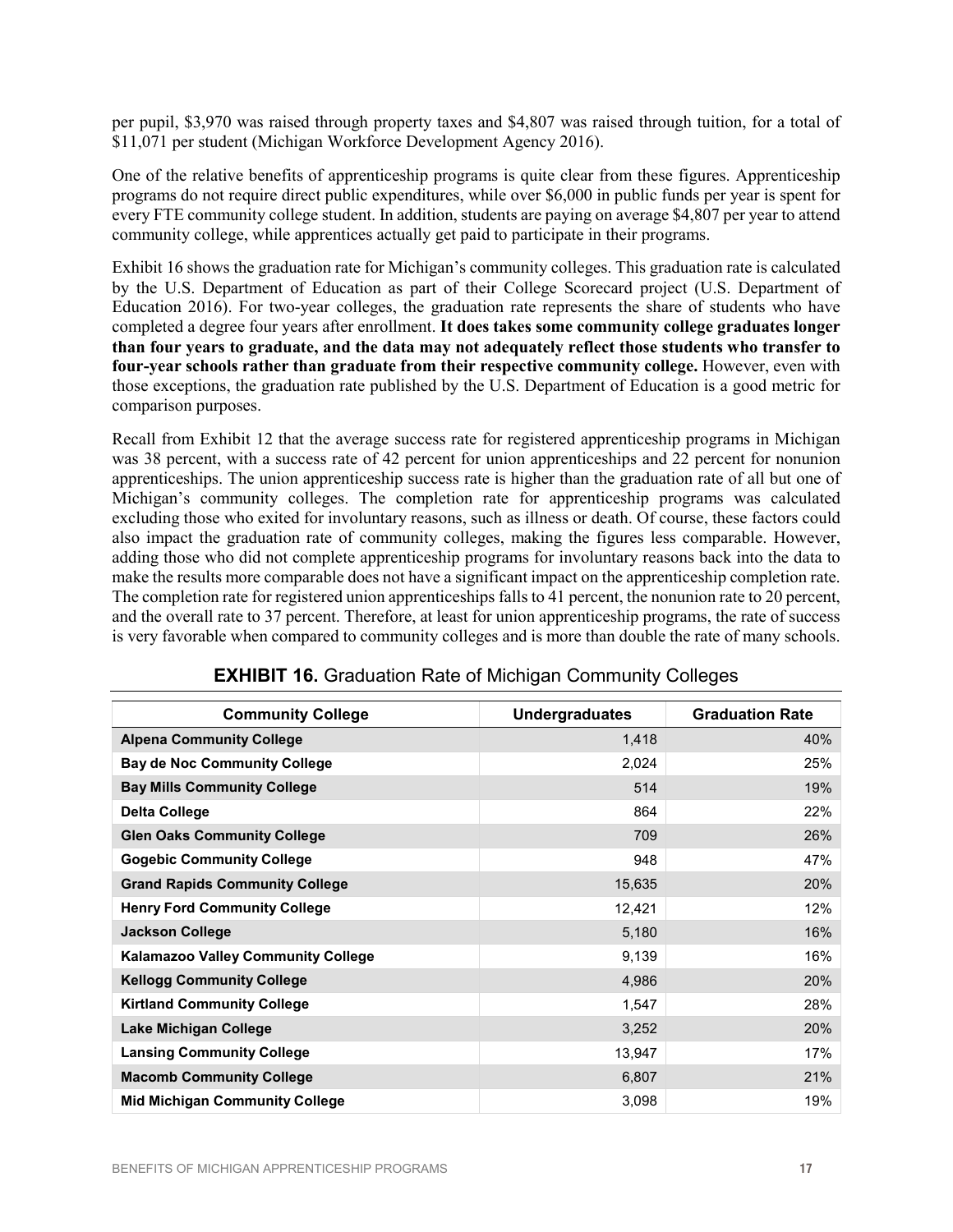per pupil, $3,970 was raised through property taxes and $4,807 was raised through tuition, for a total of $11,071 per student (Michigan Workforce Development Agency 2016).

One of the relative benefits of apprenticeship programs is quite clear from these figures. Apprenticeship programs do not require direct public expenditures, while over $6,000 in public funds per year is spent for every FTE community college student. In addition, students are paying on average $4,807 per year to attend community college, while apprentices actually get paid to participate in their programs.

Exhibit 16 shows the graduation rate for Michigan's community colleges. This graduation rate is calculated by the U.S. Department of Education as part of their College Scorecard project (U.S. Department of Education 2016). For two-year colleges, the graduation rate represents the share of students who have completed a degree four years after enrollment. **It does takes some community college graduates longer than four years to graduate, and the data may not adequately reflect those students who transfer to four-year schools rather than graduate from their respective community college.** However, even with those exceptions, the graduation rate published by the U.S. Department of Education is a good metric for comparison purposes.

Recall from Exhibit 12 that the average success rate for registered apprenticeship programs in Michigan was 38 percent, with a success rate of 42 percent for union apprenticeships and 22 percent for nonunion apprenticeships. The union apprenticeship success rate is higher than the graduation rate of all but one of Michigan's community colleges. The completion rate for apprenticeship programs was calculated excluding those who exited for involuntary reasons, such as illness or death. Of course, these factors could also impact the graduation rate of community colleges, making the figures less comparable. However, adding those who did not complete apprenticeship programs for involuntary reasons back into the data to make the results more comparable does not have a significant impact on the apprenticeship completion rate. The completion rate for registered union apprenticeships falls to 41 percent, the nonunion rate to 20 percent, and the overall rate to 37 percent. Therefore, at least for union apprenticeship programs, the rate of success is very favorable when compared to community colleges and is more than double the rate of many schools.

**EXHIBIT 16.** Graduation Rate of Michigan Community Colleges

| Community College | Undergraduates | Graduation Rate |
|---|---|---|
| **Alpena Community College** | 1,418 | 40% |
| **Bay de Noc Community College** | 2,024 | 25% |
| **Bay Mills Community College** | 514 | 19% |
| **Delta College** | 864 | 22% |
| **Glen Oaks Community College** | 709 | 26% |
| **Gogebic Community College** | 948 | 47% |
| **Grand Rapids Community College** | 15,635 | 20% |
| **Henry Ford Community College** | 12,421 | 12% |
| **Jackson College** | 5,180 | 16% |
| **Kalamazoo Valley Community College** | 9,139 | 16% |
| **Kellogg Community College** | 4,986 | 20% |
| **Kirtland Community College** | 1,547 | 28% |
| **Lake Michigan College** | 3,252 | 20% |
| **Lansing Community College** | 13,947 | 17% |
| **Macomb Community College** | 6,807 | 21% |
| **Mid Michigan Community College** | 3,098 | 19% |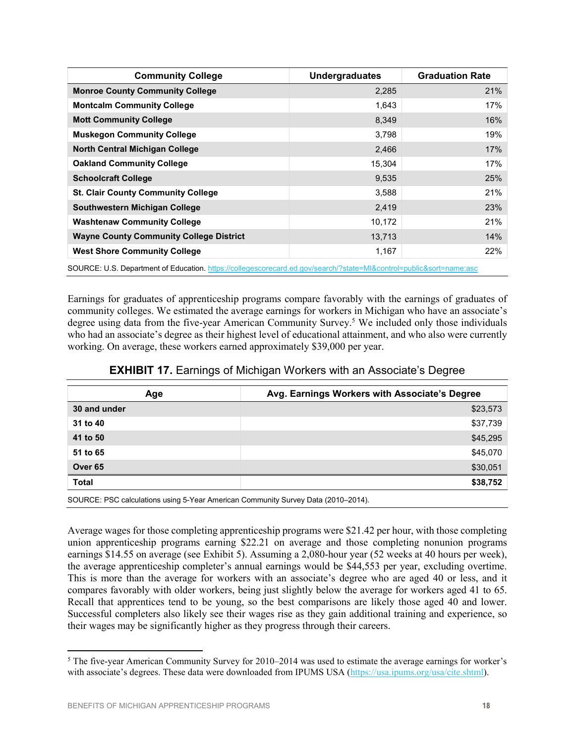| Community College | Undergraduates | Graduation Rate |
|---|---|---|
| **Monroe County Community College** | 2,285 | 21% |
| **Montcalm Community College** | 1,643 | 17% |
| **Mott Community College** | 8,349 | 16% |
| **Muskegon Community College** | 3,798 | 19% |
| **North Central Michigan College** | 2,466 | 17% |
| **Oakland Community College** | 15,304 | 17% |
| **Schoolcraft College** | 9,535 | 25% |
| **St. Clair County Community College** | 3,588 | 21% |
| **Southwestern Michigan College** | 2,419 | 23% |
| **Washtenaw Community College** | 10,172 | 21% |
| **Wayne County Community College District** | 13,713 | 14% |
| **West Shore Community College** | 1,167 | 22% |

SOURCE: U.S. Department of Education. https://collegescorecard.ed.gov/search/?state=MI&control=public&sort=name:asc

Earnings for graduates of apprenticeship programs compare favorably with the earnings of graduates of community colleges. We estimated the average earnings for workers in Michigan who have an associate's degree using data from the five-year American Community Survey.[5] We included only those individuals who had an associate's degree as their highest level of educational attainment, and who also were currently working. On average, these workers earned approximately $39,000 per year.

**EXHIBIT 17.** Earnings of Michigan Workers with an Associate's Degree

| Age | Avg. Earnings Workers with Associate's Degree |
|---|---|
| **30 and under** | $23,573 |
| **31 to 40** | $37,739 |
| **41 to 50** | $45,295 |
| **51 to 65** | $45,070 |
| **Over 65** | $30,051 |
| **Total** | **$38,752** |

SOURCE: PSC calculations using 5-Year American Community Survey Data (2010–2014).

Average wages for those completing apprenticeship programs were $21.42 per hour, with those completing union apprenticeship programs earning $22.21 on average and those completing nonunion programs earnings $14.55 on average (see Exhibit 5). Assuming a 2,080-hour year (52 weeks at 40 hours per week), the average apprenticeship completer's annual earnings would be $44,553 per year, excluding overtime. This is more than the average for workers with an associate's degree who are aged 40 or less, and it compares favorably with older workers, being just slightly below the average for workers aged 41 to 65. Recall that apprentices tend to be young, so the best comparisons are likely those aged 40 and lower. Successful completers also likely see their wages rise as they gain additional training and experience, so their wages may be significantly higher as they progress through their careers.

---

[5] The five-year American Community Survey for 2010–2014 was used to estimate the average earnings for worker's with associate's degrees. These data were downloaded from IPUMS USA (https://usa.ipums.org/usa/cite.shtml).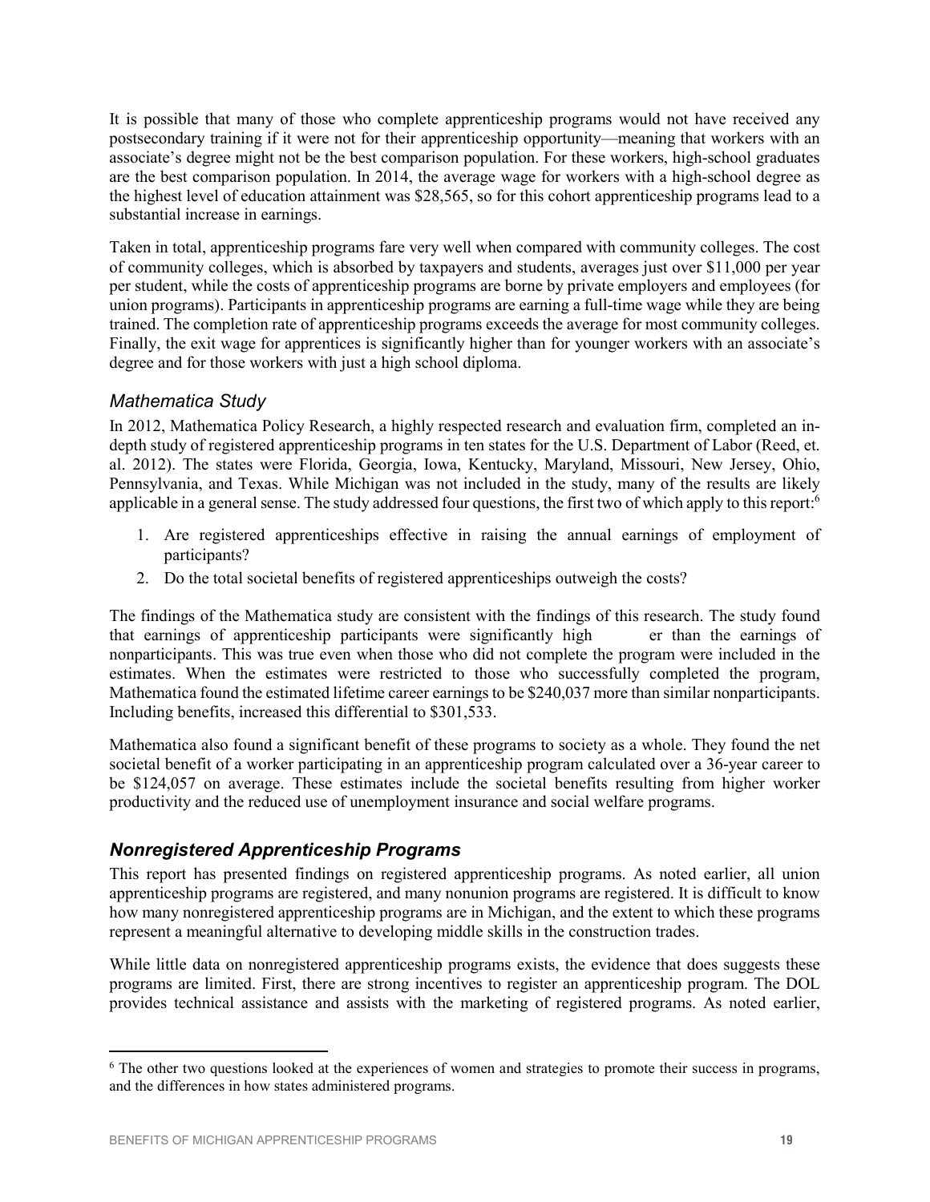It is possible that many of those who complete apprenticeship programs would not have received any postsecondary training if it were not for their apprenticeship opportunity—meaning that workers with an associate's degree might not be the best comparison population. For these workers, high-school graduates are the best comparison population. In 2014, the average wage for workers with a high-school degree as the highest level of education attainment was $28,565, so for this cohort apprenticeship programs lead to a substantial increase in earnings.

Taken in total, apprenticeship programs fare very well when compared with community colleges. The cost of community colleges, which is absorbed by taxpayers and students, averages just over $11,000 per year per student, while the costs of apprenticeship programs are borne by private employers and employees (for union programs). Participants in apprenticeship programs are earning a full-time wage while they are being trained. The completion rate of apprenticeship programs exceeds the average for most community colleges. Finally, the exit wage for apprentices is significantly higher than for younger workers with an associate's degree and for those workers with just a high school diploma.

### *Mathematica Study*

In 2012, Mathematica Policy Research, a highly respected research and evaluation firm, completed an in-depth study of registered apprenticeship programs in ten states for the U.S. Department of Labor (Reed, et. al. 2012). The states were Florida, Georgia, Iowa, Kentucky, Maryland, Missouri, New Jersey, Ohio, Pennsylvania, and Texas. While Michigan was not included in the study, many of the results are likely applicable in a general sense. The study addressed four questions, the first two of which apply to this report:[6]

1. Are registered apprenticeships effective in raising the annual earnings of employment of participants?
2. Do the total societal benefits of registered apprenticeships outweigh the costs?

The findings of the Mathematica study are consistent with the findings of this research. The study found that earnings of apprenticeship participants were significantly higher than the earnings of nonparticipants. This was true even when those who did not complete the program were included in the estimates. When the estimates were restricted to those who successfully completed the program, Mathematica found the estimated lifetime career earnings to be $240,037 more than similar nonparticipants. Including benefits, increased this differential to $301,533.

Mathematica also found a significant benefit of these programs to society as a whole. They found the net societal benefit of a worker participating in an apprenticeship program calculated over a 36-year career to be $124,057 on average. These estimates include the societal benefits resulting from higher worker productivity and the reduced use of unemployment insurance and social welfare programs.

### ***Nonregistered Apprenticeship Programs***

This report has presented findings on registered apprenticeship programs. As noted earlier, all union apprenticeship programs are registered, and many nonunion programs are registered. It is difficult to know how many nonregistered apprenticeship programs are in Michigan, and the extent to which these programs represent a meaningful alternative to developing middle skills in the construction trades.

While little data on nonregistered apprenticeship programs exists, the evidence that does suggests these programs are limited. First, there are strong incentives to register an apprenticeship program. The DOL provides technical assistance and assists with the marketing of registered programs. As noted earlier,

---

[6] The other two questions looked at the experiences of women and strategies to promote their success in programs, and the differences in how states administered programs.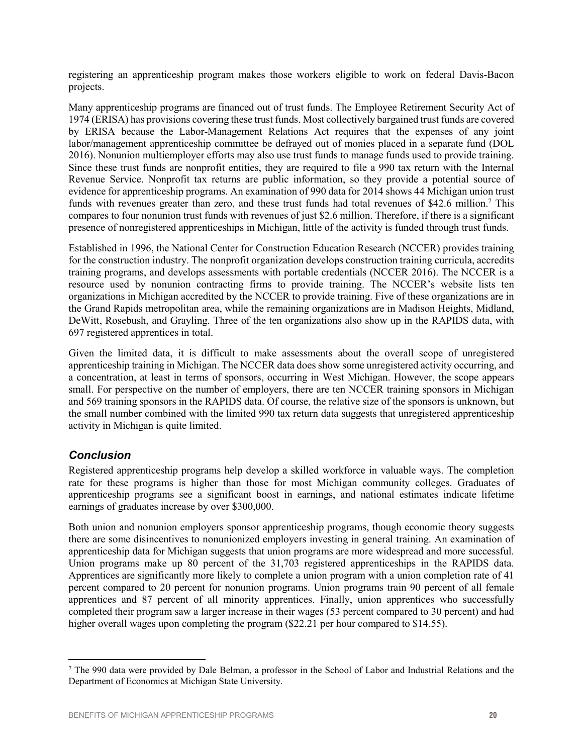registering an apprenticeship program makes those workers eligible to work on federal Davis-Bacon projects.

Many apprenticeship programs are financed out of trust funds. The Employee Retirement Security Act of 1974 (ERISA) has provisions covering these trust funds. Most collectively bargained trust funds are covered by ERISA because the Labor-Management Relations Act requires that the expenses of any joint labor/management apprenticeship committee be defrayed out of monies placed in a separate fund (DOL 2016). Nonunion multiemployer efforts may also use trust funds to manage funds used to provide training. Since these trust funds are nonprofit entities, they are required to file a 990 tax return with the Internal Revenue Service. Nonprofit tax returns are public information, so they provide a potential source of evidence for apprenticeship programs. An examination of 990 data for 2014 shows 44 Michigan union trust funds with revenues greater than zero, and these trust funds had total revenues of $42.6 million.[7] This compares to four nonunion trust funds with revenues of just $2.6 million. Therefore, if there is a significant presence of nonregistered apprenticeships in Michigan, little of the activity is funded through trust funds.

Established in 1996, the National Center for Construction Education Research (NCCER) provides training for the construction industry. The nonprofit organization develops construction training curricula, accredits training programs, and develops assessments with portable credentials (NCCER 2016). The NCCER is a resource used by nonunion contracting firms to provide training. The NCCER's website lists ten organizations in Michigan accredited by the NCCER to provide training. Five of these organizations are in the Grand Rapids metropolitan area, while the remaining organizations are in Madison Heights, Midland, DeWitt, Rosebush, and Grayling. Three of the ten organizations also show up in the RAPIDS data, with 697 registered apprentices in total.

Given the limited data, it is difficult to make assessments about the overall scope of unregistered apprenticeship training in Michigan. The NCCER data does show some unregistered activity occurring, and a concentration, at least in terms of sponsors, occurring in West Michigan. However, the scope appears small. For perspective on the number of employers, there are ten NCCER training sponsors in Michigan and 569 training sponsors in the RAPIDS data. Of course, the relative size of the sponsors is unknown, but the small number combined with the limited 990 tax return data suggests that unregistered apprenticeship activity in Michigan is quite limited.

## *Conclusion*

Registered apprenticeship programs help develop a skilled workforce in valuable ways. The completion rate for these programs is higher than those for most Michigan community colleges. Graduates of apprenticeship programs see a significant boost in earnings, and national estimates indicate lifetime earnings of graduates increase by over $300,000.

Both union and nonunion employers sponsor apprenticeship programs, though economic theory suggests there are some disincentives to nonunionized employers investing in general training. An examination of apprenticeship data for Michigan suggests that union programs are more widespread and more successful. Union programs make up 80 percent of the 31,703 registered apprenticeships in the RAPIDS data. Apprentices are significantly more likely to complete a union program with a union completion rate of 41 percent compared to 20 percent for nonunion programs. Union programs train 90 percent of all female apprentices and 87 percent of all minority apprentices. Finally, union apprentices who successfully completed their program saw a larger increase in their wages (53 percent compared to 30 percent) and had higher overall wages upon completing the program ($22.21 per hour compared to $14.55).

[7] The 990 data were provided by Dale Belman, a professor in the School of Labor and Industrial Relations and the Department of Economics at Michigan State University.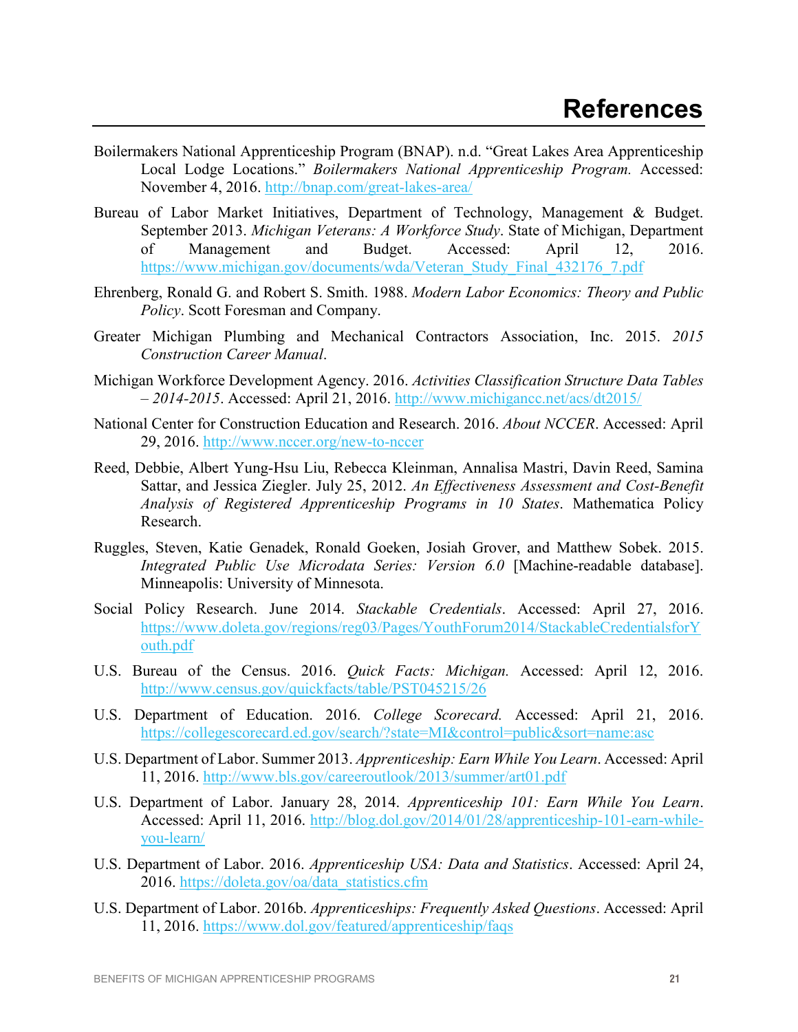# References

Boilermakers National Apprenticeship Program (BNAP). n.d. "Great Lakes Area Apprenticeship Local Lodge Locations." *Boilermakers National Apprenticeship Program.* Accessed: November 4, 2016. http://bnap.com/great-lakes-area/

Bureau of Labor Market Initiatives, Department of Technology, Management & Budget. September 2013. *Michigan Veterans: A Workforce Study*. State of Michigan, Department of Management and Budget. Accessed: April 12, 2016. https://www.michigan.gov/documents/wda/Veteran_Study_Final_432176_7.pdf

Ehrenberg, Ronald G. and Robert S. Smith. 1988. *Modern Labor Economics: Theory and Public Policy*. Scott Foresman and Company.

Greater Michigan Plumbing and Mechanical Contractors Association, Inc. 2015. *2015 Construction Career Manual*.

Michigan Workforce Development Agency. 2016. *Activities Classification Structure Data Tables – 2014-2015*. Accessed: April 21, 2016. http://www.michigancc.net/acs/dt2015/

National Center for Construction Education and Research. 2016. *About NCCER*. Accessed: April 29, 2016. http://www.nccer.org/new-to-nccer

Reed, Debbie, Albert Yung-Hsu Liu, Rebecca Kleinman, Annalisa Mastri, Davin Reed, Samina Sattar, and Jessica Ziegler. July 25, 2012. *An Effectiveness Assessment and Cost-Benefit Analysis of Registered Apprenticeship Programs in 10 States*. Mathematica Policy Research.

Ruggles, Steven, Katie Genadek, Ronald Goeken, Josiah Grover, and Matthew Sobek. 2015. *Integrated Public Use Microdata Series: Version 6.0* [Machine-readable database]. Minneapolis: University of Minnesota.

Social Policy Research. June 2014. *Stackable Credentials*. Accessed: April 27, 2016. https://www.doleta.gov/regions/reg03/Pages/YouthForum2014/StackableCredentialsforYouth.pdf

U.S. Bureau of the Census. 2016. *Quick Facts: Michigan.* Accessed: April 12, 2016. http://www.census.gov/quickfacts/table/PST045215/26

U.S. Department of Education. 2016. *College Scorecard.* Accessed: April 21, 2016. https://collegescorecard.ed.gov/search/?state=MI&control=public&sort=name:asc

U.S. Department of Labor. Summer 2013. *Apprenticeship: Earn While You Learn*. Accessed: April 11, 2016. http://www.bls.gov/careeroutlook/2013/summer/art01.pdf

U.S. Department of Labor. January 28, 2014. *Apprenticeship 101: Earn While You Learn*. Accessed: April 11, 2016. http://blog.dol.gov/2014/01/28/apprenticeship-101-earn-while-you-learn/

U.S. Department of Labor. 2016. *Apprenticeship USA: Data and Statistics*. Accessed: April 24, 2016. https://doleta.gov/oa/data_statistics.cfm

U.S. Department of Labor. 2016b. *Apprenticeships: Frequently Asked Questions*. Accessed: April 11, 2016. https://www.dol.gov/featured/apprenticeship/faqs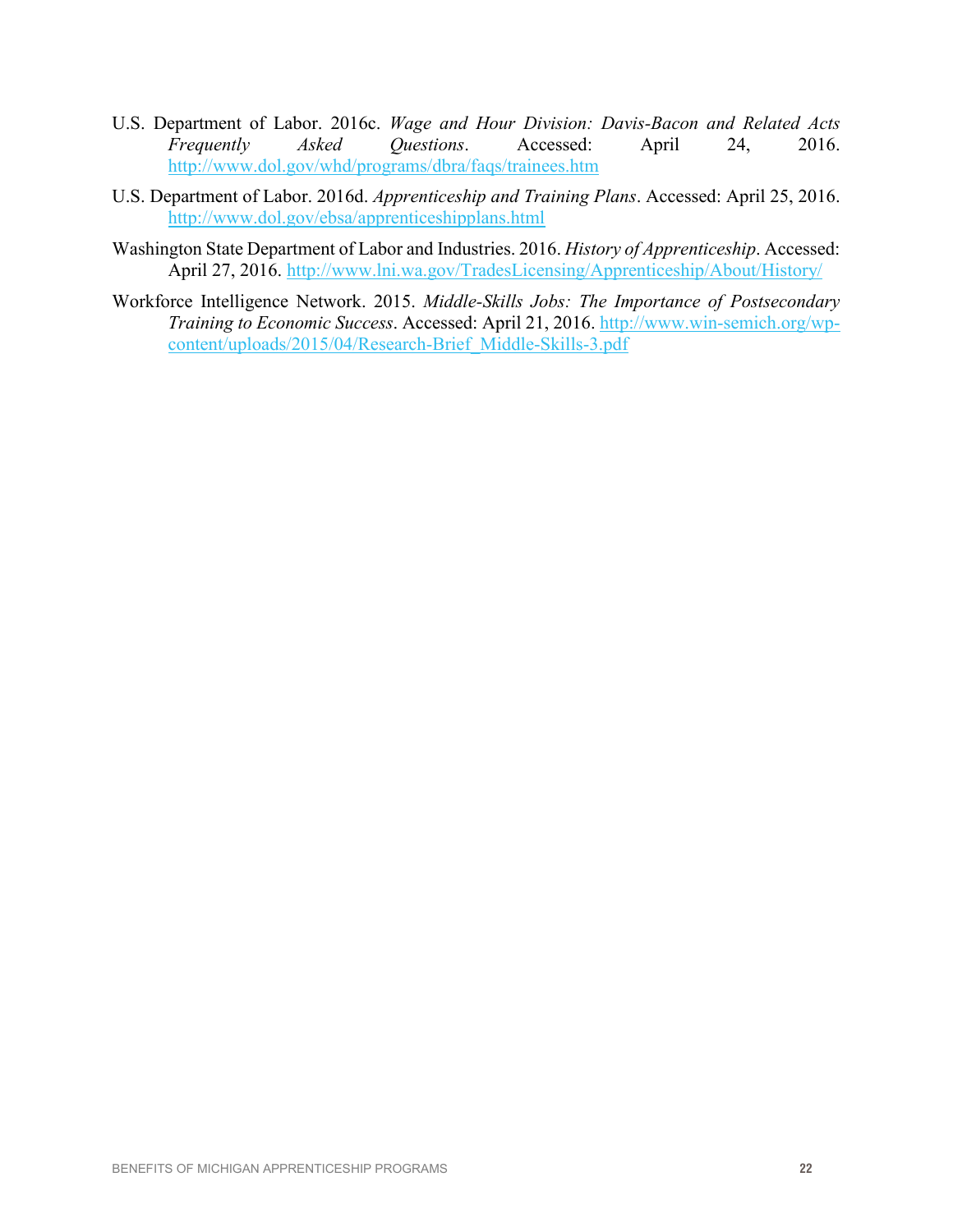U.S. Department of Labor. 2016c. *Wage and Hour Division: Davis-Bacon and Related Acts Frequently Asked Questions*. Accessed: April 24, 2016. http://www.dol.gov/whd/programs/dbra/faqs/trainees.htm

U.S. Department of Labor. 2016d. *Apprenticeship and Training Plans*. Accessed: April 25, 2016. http://www.dol.gov/ebsa/apprenticeshipplans.html

Washington State Department of Labor and Industries. 2016. *History of Apprenticeship*. Accessed: April 27, 2016. http://www.lni.wa.gov/TradesLicensing/Apprenticeship/About/History/

Workforce Intelligence Network. 2015. *Middle-Skills Jobs: The Importance of Postsecondary Training to Economic Success*. Accessed: April 21, 2016. http://www.win-semich.org/wp-content/uploads/2015/04/Research-Brief_Middle-Skills-3.pdf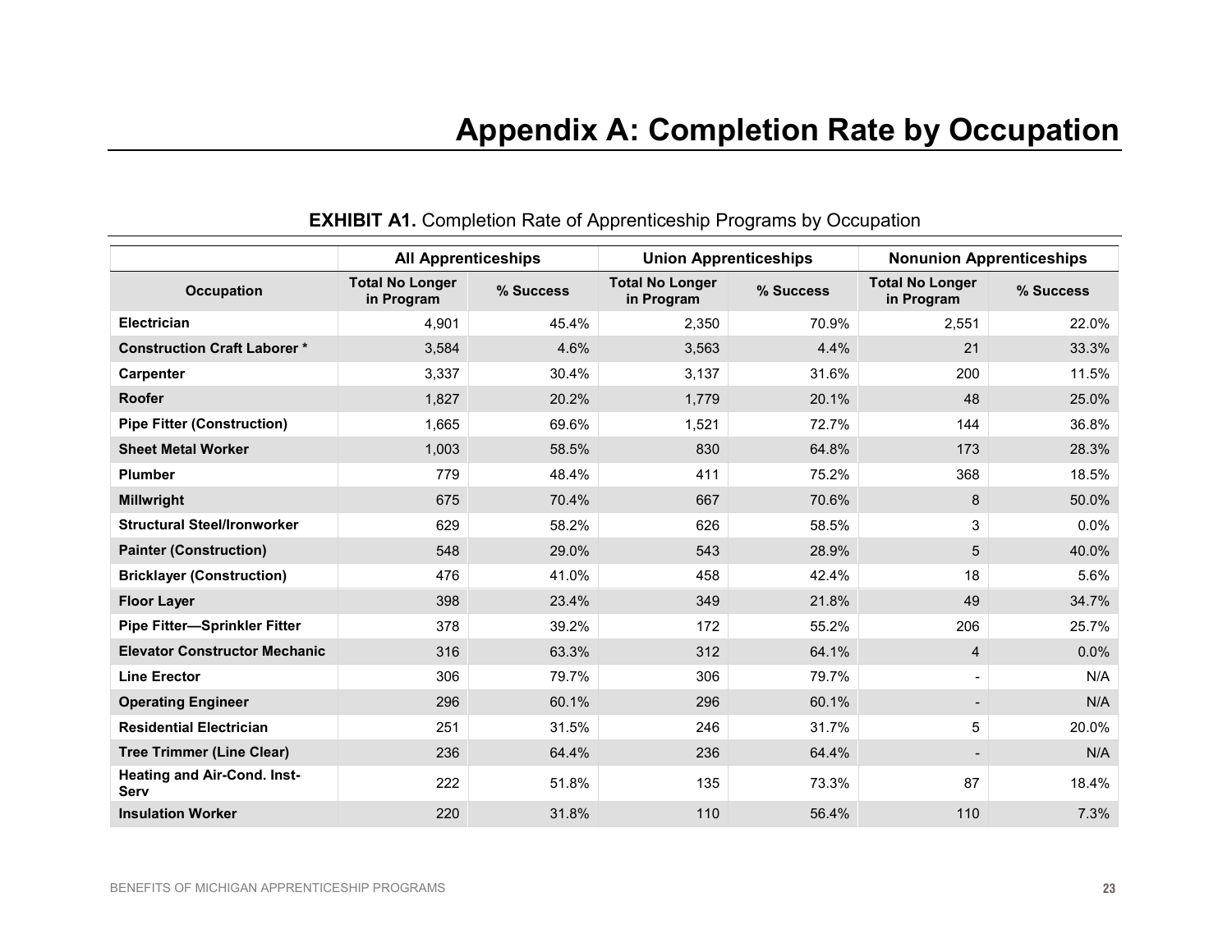# Appendix A: Completion Rate by Occupation

**EXHIBIT A1.** Completion Rate of Apprenticeship Programs by Occupation

| | All Apprenticeships | | Union Apprenticeships | | Nonunion Apprenticeships | |
|---|---|---|---|---|---|---|
| **Occupation** | **Total No Longer in Program** | **% Success** | **Total No Longer in Program** | **% Success** | **Total No Longer in Program** | **% Success** |
| **Electrician** | 4,901 | 45.4% | 2,350 | 70.9% | 2,551 | 22.0% |
| **Construction Craft Laborer *** | 3,584 | 4.6% | 3,563 | 4.4% | 21 | 33.3% |
| **Carpenter** | 3,337 | 30.4% | 3,137 | 31.6% | 200 | 11.5% |
| **Roofer** | 1,827 | 20.2% | 1,779 | 20.1% | 48 | 25.0% |
| **Pipe Fitter (Construction)** | 1,665 | 69.6% | 1,521 | 72.7% | 144 | 36.8% |
| **Sheet Metal Worker** | 1,003 | 58.5% | 830 | 64.8% | 173 | 28.3% |
| **Plumber** | 779 | 48.4% | 411 | 75.2% | 368 | 18.5% |
| **Millwright** | 675 | 70.4% | 667 | 70.6% | 8 | 50.0% |
| **Structural Steel/Ironworker** | 629 | 58.2% | 626 | 58.5% | 3 | 0.0% |
| **Painter (Construction)** | 548 | 29.0% | 543 | 28.9% | 5 | 40.0% |
| **Bricklayer (Construction)** | 476 | 41.0% | 458 | 42.4% | 18 | 5.6% |
| **Floor Layer** | 398 | 23.4% | 349 | 21.8% | 49 | 34.7% |
| **Pipe Fitter—Sprinkler Fitter** | 378 | 39.2% | 172 | 55.2% | 206 | 25.7% |
| **Elevator Constructor Mechanic** | 316 | 63.3% | 312 | 64.1% | 4 | 0.0% |
| **Line Erector** | 306 | 79.7% | 306 | 79.7% | - | N/A |
| **Operating Engineer** | 296 | 60.1% | 296 | 60.1% | - | N/A |
| **Residential Electrician** | 251 | 31.5% | 246 | 31.7% | 5 | 20.0% |
| **Tree Trimmer (Line Clear)** | 236 | 64.4% | 236 | 64.4% | - | N/A |
| **Heating and Air-Cond. Inst-Serv** | 222 | 51.8% | 135 | 73.3% | 87 | 18.4% |
| **Insulation Worker** | 220 | 31.8% | 110 | 56.4% | 110 | 7.3% |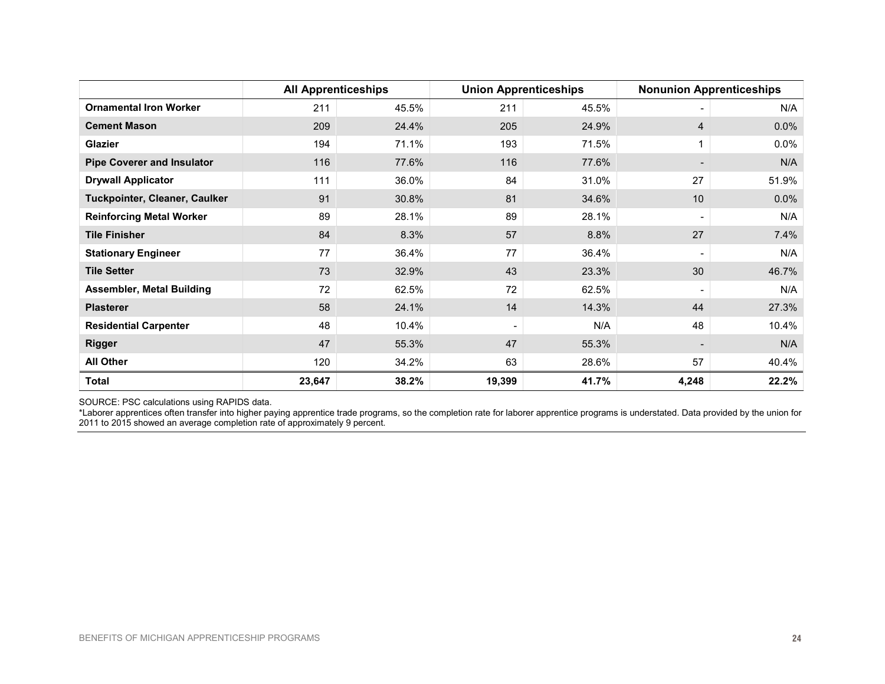| | All Apprenticeships | | Union Apprenticeships | | Nonunion Apprenticeships | |
|---|---|---|---|---|---|---|
| **Ornamental Iron Worker** | 211 | 45.5% | 211 | 45.5% | - | N/A |
| **Cement Mason** | 209 | 24.4% | 205 | 24.9% | 4 | 0.0% |
| **Glazier** | 194 | 71.1% | 193 | 71.5% | 1 | 0.0% |
| **Pipe Coverer and Insulator** | 116 | 77.6% | 116 | 77.6% | - | N/A |
| **Drywall Applicator** | 111 | 36.0% | 84 | 31.0% | 27 | 51.9% |
| **Tuckpointer, Cleaner, Caulker** | 91 | 30.8% | 81 | 34.6% | 10 | 0.0% |
| **Reinforcing Metal Worker** | 89 | 28.1% | 89 | 28.1% | - | N/A |
| **Tile Finisher** | 84 | 8.3% | 57 | 8.8% | 27 | 7.4% |
| **Stationary Engineer** | 77 | 36.4% | 77 | 36.4% | - | N/A |
| **Tile Setter** | 73 | 32.9% | 43 | 23.3% | 30 | 46.7% |
| **Assembler, Metal Building** | 72 | 62.5% | 72 | 62.5% | - | N/A |
| **Plasterer** | 58 | 24.1% | 14 | 14.3% | 44 | 27.3% |
| **Residential Carpenter** | 48 | 10.4% | - | N/A | 48 | 10.4% |
| **Rigger** | 47 | 55.3% | 47 | 55.3% | - | N/A |
| **All Other** | 120 | 34.2% | 63 | 28.6% | 57 | 40.4% |
| **Total** | **23,647** | **38.2%** | **19,399** | **41.7%** | **4,248** | **22.2%** |

SOURCE: PSC calculations using RAPIDS data.

*Laborer apprentices often transfer into higher paying apprentice trade programs, so the completion rate for laborer apprentice programs is understated. Data provided by the union for 2011 to 2015 showed an average completion rate of approximately 9 percent.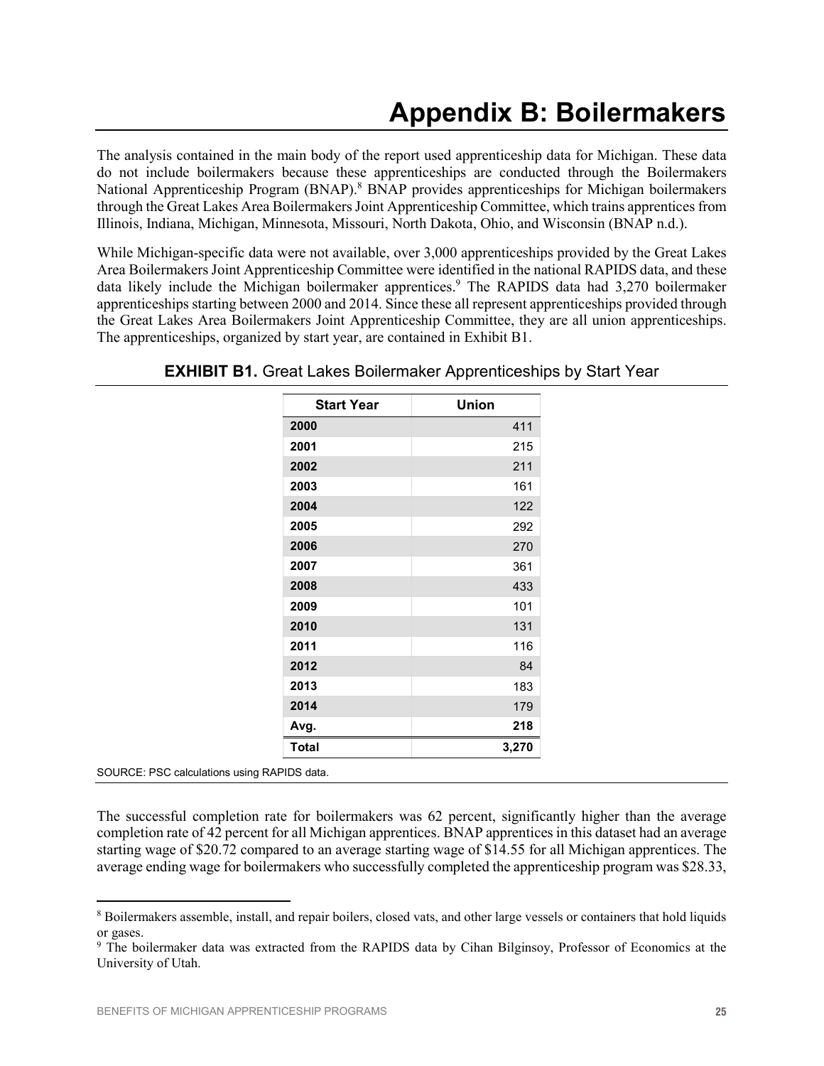# Appendix B: Boilermakers

The analysis contained in the main body of the report used apprenticeship data for Michigan. These data do not include boilermakers because these apprenticeships are conducted through the Boilermakers National Apprenticeship Program (BNAP).[8] BNAP provides apprenticeships for Michigan boilermakers through the Great Lakes Area Boilermakers Joint Apprenticeship Committee, which trains apprentices from Illinois, Indiana, Michigan, Minnesota, Missouri, North Dakota, Ohio, and Wisconsin (BNAP n.d.).

While Michigan-specific data were not available, over 3,000 apprenticeships provided by the Great Lakes Area Boilermakers Joint Apprenticeship Committee were identified in the national RAPIDS data, and these data likely include the Michigan boilermaker apprentices.[9] The RAPIDS data had 3,270 boilermaker apprenticeships starting between 2000 and 2014. Since these all represent apprenticeships provided through the Great Lakes Area Boilermakers Joint Apprenticeship Committee, they are all union apprenticeships. The apprenticeships, organized by start year, are contained in Exhibit B1.

**EXHIBIT B1.** Great Lakes Boilermaker Apprenticeships by Start Year

| Start Year | Union |
|---|---|
| **2000** | 411 |
| **2001** | 215 |
| **2002** | 211 |
| **2003** | 161 |
| **2004** | 122 |
| **2005** | 292 |
| **2006** | 270 |
| **2007** | 361 |
| **2008** | 433 |
| **2009** | 101 |
| **2010** | 131 |
| **2011** | 116 |
| **2012** | 84 |
| **2013** | 183 |
| **2014** | 179 |
| **Avg.** | **218** |
| **Total** | **3,270** |

SOURCE: PSC calculations using RAPIDS data.

The successful completion rate for boilermakers was 62 percent, significantly higher than the average completion rate of 42 percent for all Michigan apprentices. BNAP apprentices in this dataset had an average starting wage of $20.72 compared to an average starting wage of $14.55 for all Michigan apprentices. The average ending wage for boilermakers who successfully completed the apprenticeship program was $28.33,

[8] Boilermakers assemble, install, and repair boilers, closed vats, and other large vessels or containers that hold liquids or gases.

[9] The boilermaker data was extracted from the RAPIDS data by Cihan Bilginsoy, Professor of Economics at the University of Utah.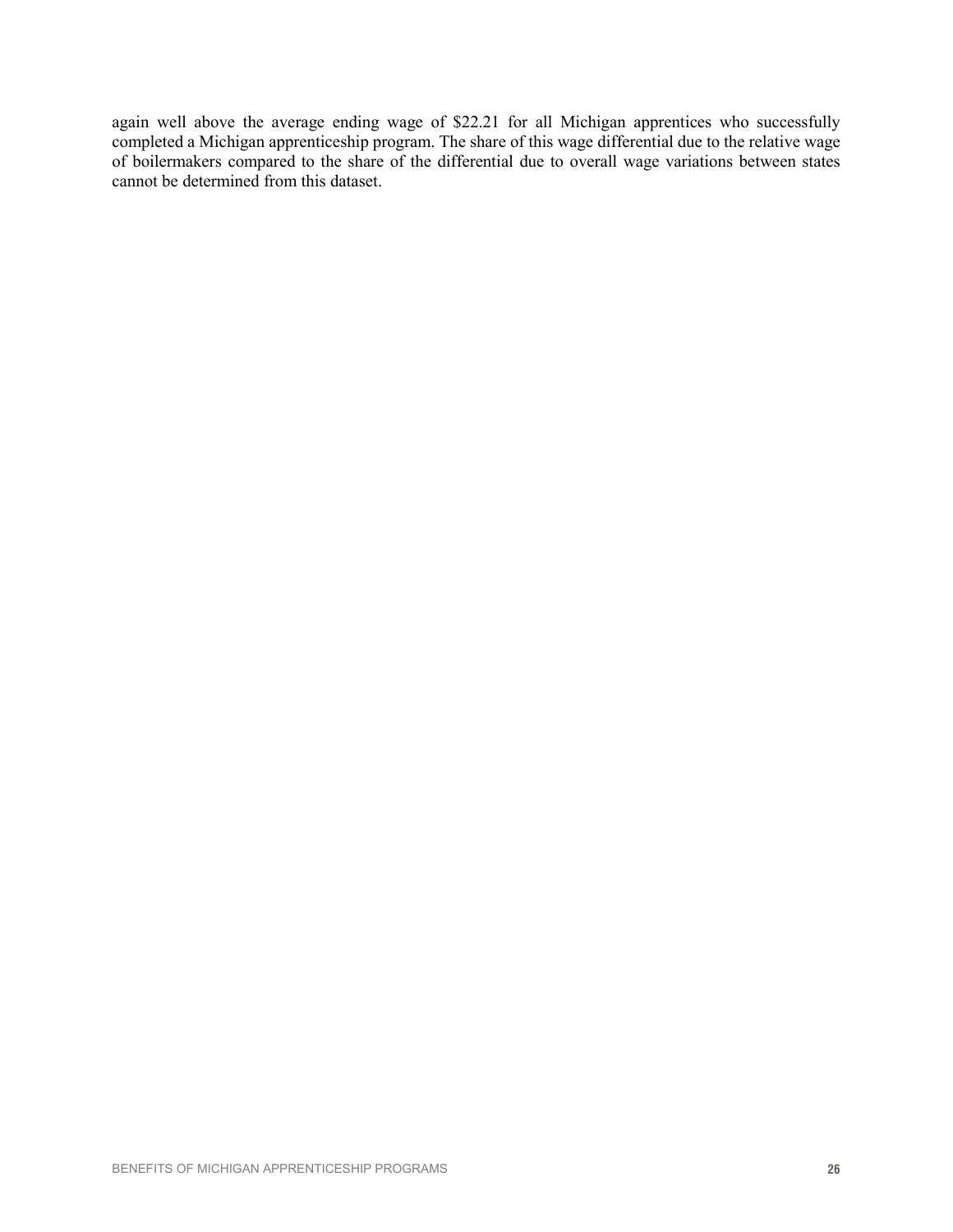again well above the average ending wage of $22.21 for all Michigan apprentices who successfully completed a Michigan apprenticeship program. The share of this wage differential due to the relative wage of boilermakers compared to the share of the differential due to overall wage variations between states cannot be determined from this dataset.